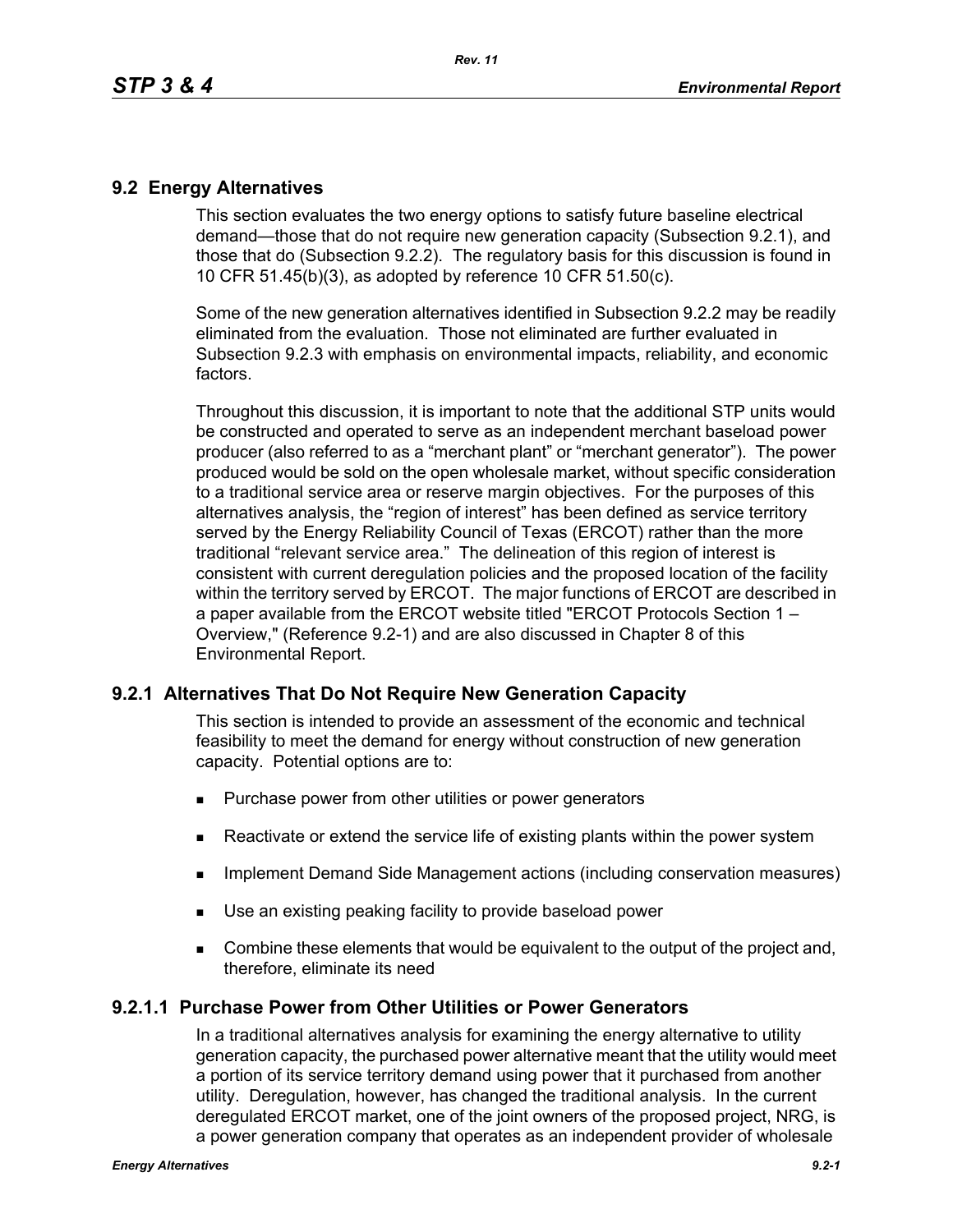## 9.2 Energy Alternatives

This section evaluates the two energy options to satisfy future baseline electrical demand—those that do not require new generation capacity (Subsection 9.2.1), and those that do (Subsection 9.2.2). The regulatory basis for this discussion is found in 10 CFR 51.45(b)(3), as adopted by reference 10 CFR 51.50(c).

Some of the new generation alternatives identified in Subsection 9.2.2 may be readily eliminated from the evaluation. Those not eliminated are further evaluated in Subsection 9.2.3 with emphasis on environmental impacts, reliability, and economic factors.

Throughout this discussion, it is important to note that the additional STP units would be constructed and operated to serve as an independent merchant baseload power producer (also referred to as a "merchant plant" or "merchant generator"). The power produced would be sold on the open wholesale market, without specific consideration to a traditional service area or reserve margin objectives. For the purposes of this alternatives analysis, the "region of interest" has been defined as service territory served by the Energy Reliability Council of Texas (ERCOT) rather than the more traditional "relevant service area." The delineation of this region of interest is consistent with current deregulation policies and the proposed location of the facility within the territory served by ERCOT. The major functions of ERCOT are described in a paper available from the ERCOT website titled "ERCOT Protocols Section 1 – Overview," (Reference 9.2-1) and are also discussed in Chapter 8 of this Environmental Report.

### 9.2.1 Alternatives That Do Not Require New Generation Capacity

This section is intended to provide an assessment of the economic and technical feasibility to meet the demand for energy without construction of new generation capacity. Potential options are to:

- Purchase power from other utilities or power generators
- Reactivate or extend the service life of existing plants within the power system
- Implement Demand Side Management actions (including conservation measures)
- Use an existing peaking facility to provide baseload power
- Combine these elements that would be equivalent to the output of the project and, therefore, eliminate its need

#### 9.2.1.1 Purchase Power from Other Utilities or Power Generators

In a traditional alternatives analysis for examining the energy alternative to utility generation capacity, the purchased power alternative meant that the utility would meet a portion of its service territory demand using power that it purchased from another utility. Deregulation, however, has changed the traditional analysis. In the current deregulated ERCOT market, one of the joint owners of the proposed project, NRG, is a power generation company that operates as an independent provider of wholesale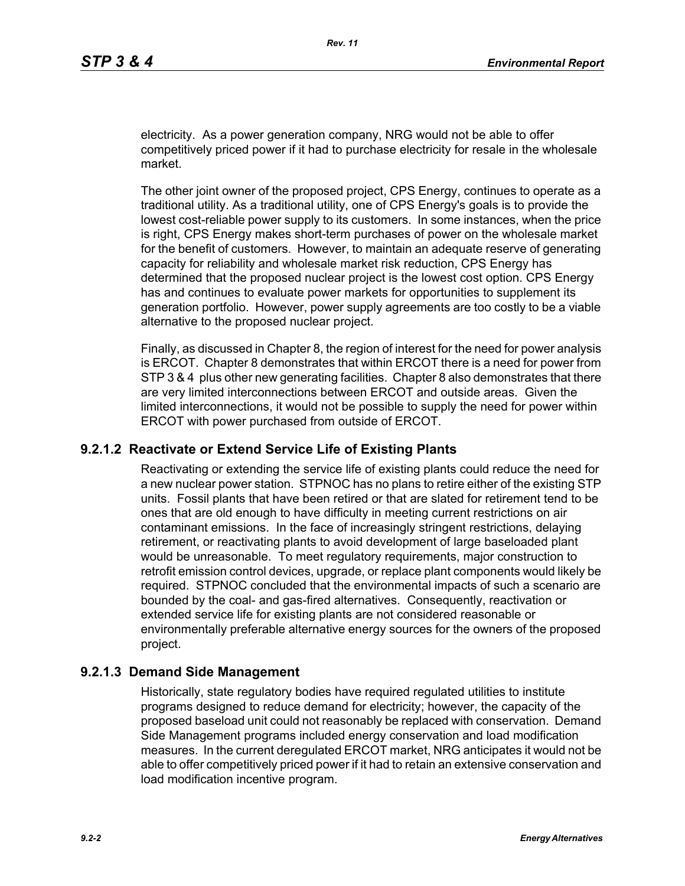electricity. As a power generation company, NRG would not be able to offer competitively priced power if it had to purchase electricity for resale in the wholesale market.

The other joint owner of the proposed project, CPS Energy, continues to operate as a traditional utility. As a traditional utility, one of CPS Energy's goals is to provide the lowest cost-reliable power supply to its customers. In some instances, when the price is right, CPS Energy makes short-term purchases of power on the wholesale market for the benefit of customers. However, to maintain an adequate reserve of generating capacity for reliability and wholesale market risk reduction, CPS Energy has determined that the proposed nuclear project is the lowest cost option. CPS Energy has and continues to evaluate power markets for opportunities to supplement its generation portfolio. However, power supply agreements are too costly to be a viable alternative to the proposed nuclear project.

Finally, as discussed in Chapter 8, the region of interest for the need for power analysis is ERCOT. Chapter 8 demonstrates that within ERCOT there is a need for power from STP 3 & 4 plus other new generating facilities. Chapter 8 also demonstrates that there are very limited interconnections between ERCOT and outside areas. Given the limited interconnections, it would not be possible to supply the need for power within ERCOT with power purchased from outside of ERCOT.

### 9.2.1.2 Reactivate or Extend Service Life of Existing Plants

Reactivating or extending the service life of existing plants could reduce the need for a new nuclear power station. STPNOC has no plans to retire either of the existing STP units. Fossil plants that have been retired or that are slated for retirement tend to be ones that are old enough to have difficulty in meeting current restrictions on air contaminant emissions. In the face of increasingly stringent restrictions, delaying retirement, or reactivating plants to avoid development of large baseloaded plant would be unreasonable. To meet regulatory requirements, major construction to retrofit emission control devices, upgrade, or replace plant components would likely be required. STPNOC concluded that the environmental impacts of such a scenario are bounded by the coal- and gas-fired alternatives. Consequently, reactivation or extended service life for existing plants are not considered reasonable or environmentally preferable alternative energy sources for the owners of the proposed project.

### 9.2.1.3 Demand Side Management

Historically, state regulatory bodies have required regulated utilities to institute programs designed to reduce demand for electricity; however, the capacity of the proposed baseload unit could not reasonably be replaced with conservation. Demand Side Management programs included energy conservation and load modification measures. In the current deregulated ERCOT market, NRG anticipates it would not be able to offer competitively priced power if it had to retain an extensive conservation and load modification incentive program.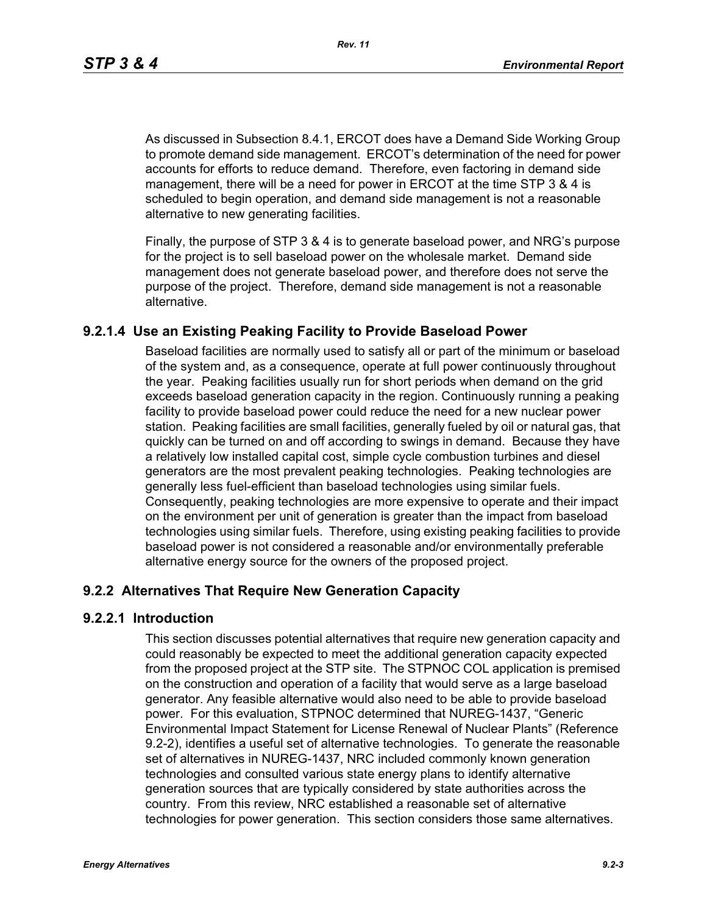As discussed in Subsection 8.4.1, ERCOT does have a Demand Side Working Group to promote demand side management. ERCOT's determination of the need for power accounts for efforts to reduce demand. Therefore, even factoring in demand side management, there will be a need for power in ERCOT at the time STP 3 & 4 is scheduled to begin operation, and demand side management is not a reasonable alternative to new generating facilities.

Finally, the purpose of STP 3 & 4 is to generate baseload power, and NRG's purpose for the project is to sell baseload power on the wholesale market. Demand side management does not generate baseload power, and therefore does not serve the purpose of the project. Therefore, demand side management is not a reasonable alternative.

### 9.2.1.4 Use an Existing Peaking Facility to Provide Baseload Power

Baseload facilities are normally used to satisfy all or part of the minimum or baseload of the system and, as a consequence, operate at full power continuously throughout the year. Peaking facilities usually run for short periods when demand on the grid exceeds baseload generation capacity in the region. Continuously running a peaking facility to provide baseload power could reduce the need for a new nuclear power station. Peaking facilities are small facilities, generally fueled by oil or natural gas, that quickly can be turned on and off according to swings in demand. Because they have a relatively low installed capital cost, simple cycle combustion turbines and diesel generators are the most prevalent peaking technologies. Peaking technologies are generally less fuel-efficient than baseload technologies using similar fuels. Consequently, peaking technologies are more expensive to operate and their impact on the environment per unit of generation is greater than the impact from baseload technologies using similar fuels. Therefore, using existing peaking facilities to provide baseload power is not considered a reasonable and/or environmentally preferable alternative energy source for the owners of the proposed project.

## 9.2.2 Alternatives That Require New Generation Capacity

### 9.2.2.1 Introduction

This section discusses potential alternatives that require new generation capacity and could reasonably be expected to meet the additional generation capacity expected from the proposed project at the STP site. The STPNOC COL application is premised on the construction and operation of a facility that would serve as a large baseload generator. Any feasible alternative would also need to be able to provide baseload power. For this evaluation, STPNOC determined that NUREG-1437, "Generic Environmental Impact Statement for License Renewal of Nuclear Plants" (Reference 9.2-2), identifies a useful set of alternative technologies. To generate the reasonable set of alternatives in NUREG-1437, NRC included commonly known generation technologies and consulted various state energy plans to identify alternative generation sources that are typically considered by state authorities across the country. From this review, NRC established a reasonable set of alternative technologies for power generation. This section considers those same alternatives.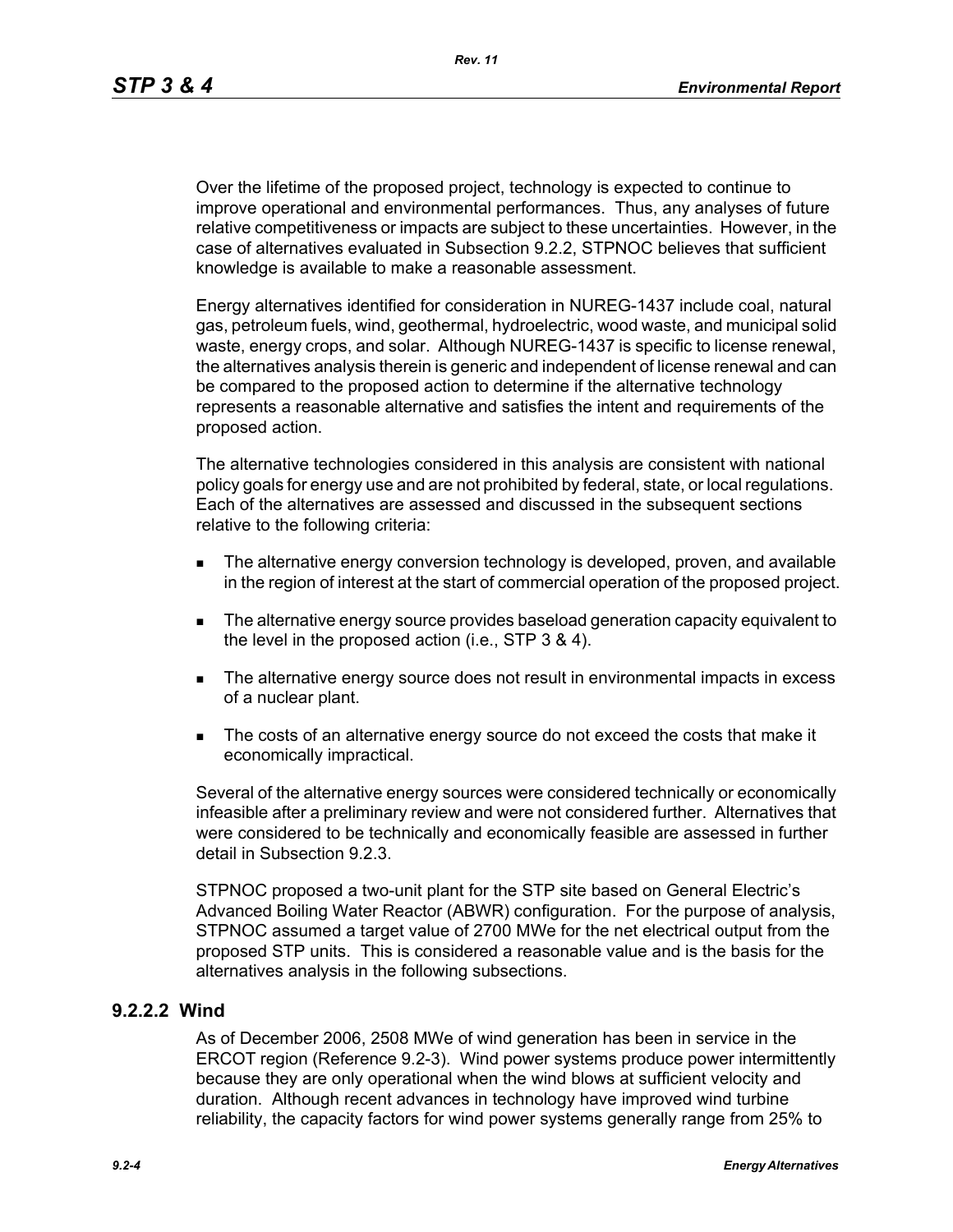Over the lifetime of the proposed project, technology is expected to continue to improve operational and environmental performances. Thus, any analyses of future relative competitiveness or impacts are subject to these uncertainties. However, in the case of alternatives evaluated in Subsection 9.2.2, STPNOC believes that sufficient knowledge is available to make a reasonable assessment.

Energy alternatives identified for consideration in NUREG-1437 include coal, natural gas, petroleum fuels, wind, geothermal, hydroelectric, wood waste, and municipal solid waste, energy crops, and solar. Although NUREG-1437 is specific to license renewal, the alternatives analysis therein is generic and independent of license renewal and can be compared to the proposed action to determine if the alternative technology represents a reasonable alternative and satisfies the intent and requirements of the proposed action.

The alternative technologies considered in this analysis are consistent with national policy goals for energy use and are not prohibited by federal, state, or local regulations. Each of the alternatives are assessed and discussed in the subsequent sections relative to the following criteria:

- The alternative energy conversion technology is developed, proven, and available in the region of interest at the start of commercial operation of the proposed project.
- The alternative energy source provides baseload generation capacity equivalent to the level in the proposed action (i.e., STP 3 & 4).
- The alternative energy source does not result in environmental impacts in excess of a nuclear plant.
- The costs of an alternative energy source do not exceed the costs that make it economically impractical.

Several of the alternative energy sources were considered technically or economically infeasible after a preliminary review and were not considered further. Alternatives that were considered to be technically and economically feasible are assessed in further detail in Subsection 9.2.3.

STPNOC proposed a two-unit plant for the STP site based on General Electric's Advanced Boiling Water Reactor (ABWR) configuration. For the purpose of analysis, STPNOC assumed a target value of 2700 MWe for the net electrical output from the proposed STP units. This is considered a reasonable value and is the basis for the alternatives analysis in the following subsections.

### 9.2.2.2 Wind

As of December 2006, 2508 MWe of wind generation has been in service in the ERCOT region (Reference 9.2-3). Wind power systems produce power intermittently because they are only operational when the wind blows at sufficient velocity and duration. Although recent advances in technology have improved wind turbine reliability, the capacity factors for wind power systems generally range from 25% to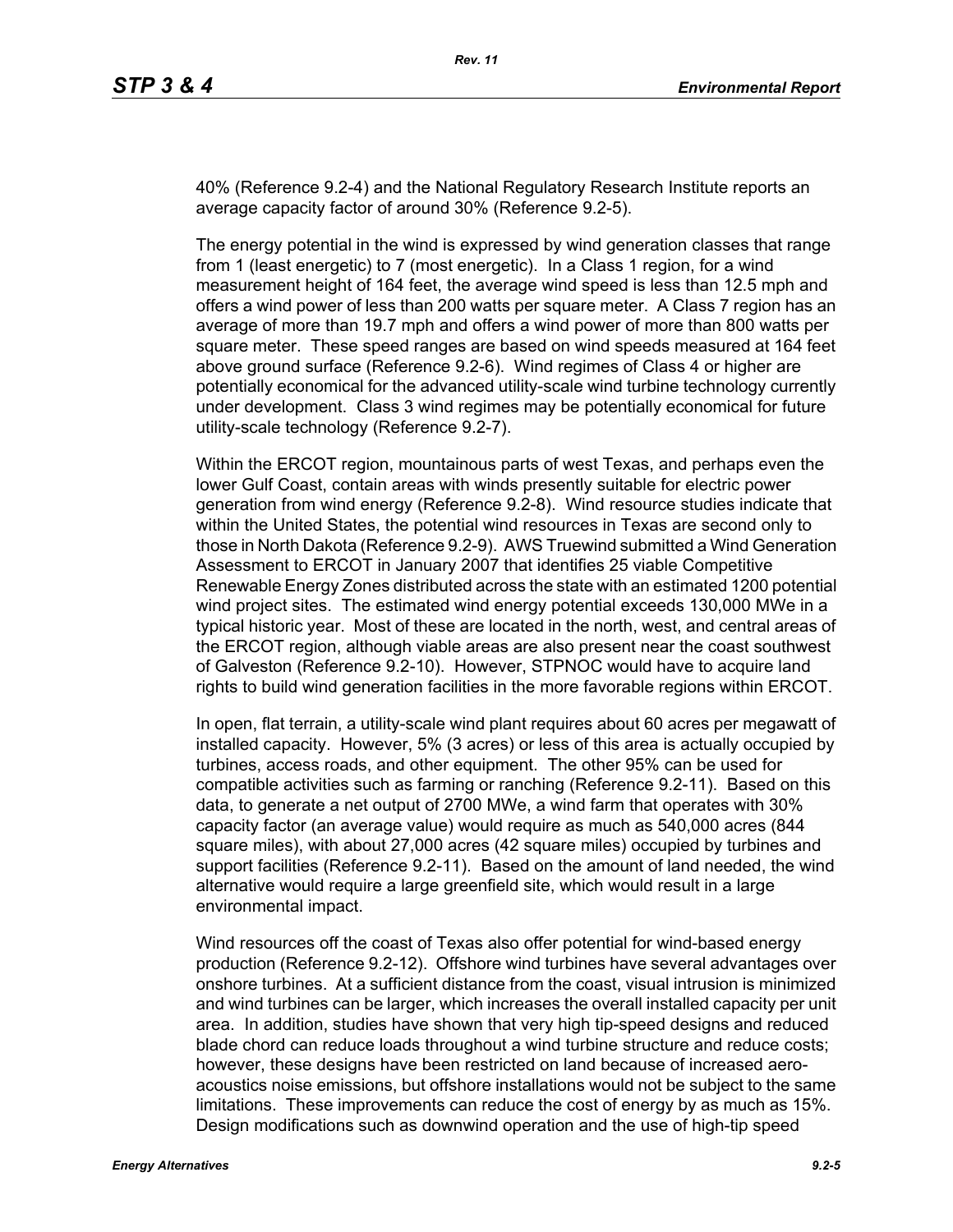40% (Reference 9.2-4) and the National Regulatory Research Institute reports an average capacity factor of around 30% (Reference 9.2-5).

The energy potential in the wind is expressed by wind generation classes that range from 1 (least energetic) to 7 (most energetic). In a Class 1 region, for a wind measurement height of 164 feet, the average wind speed is less than 12.5 mph and offers a wind power of less than 200 watts per square meter. A Class 7 region has an average of more than 19.7 mph and offers a wind power of more than 800 watts per square meter. These speed ranges are based on wind speeds measured at 164 feet above ground surface (Reference 9.2-6). Wind regimes of Class 4 or higher are potentially economical for the advanced utility-scale wind turbine technology currently under development. Class 3 wind regimes may be potentially economical for future utility-scale technology (Reference 9.2-7).

Within the ERCOT region, mountainous parts of west Texas, and perhaps even the lower Gulf Coast, contain areas with winds presently suitable for electric power generation from wind energy (Reference 9.2-8). Wind resource studies indicate that within the United States, the potential wind resources in Texas are second only to those in North Dakota (Reference 9.2-9). AWS Truewind submitted a Wind Generation Assessment to ERCOT in January 2007 that identifies 25 viable Competitive Renewable Energy Zones distributed across the state with an estimated 1200 potential wind project sites. The estimated wind energy potential exceeds 130,000 MWe in a typical historic year. Most of these are located in the north, west, and central areas of the ERCOT region, although viable areas are also present near the coast southwest of Galveston (Reference 9.2-10). However, STPNOC would have to acquire land rights to build wind generation facilities in the more favorable regions within ERCOT.

In open, flat terrain, a utility-scale wind plant requires about 60 acres per megawatt of installed capacity. However, 5% (3 acres) or less of this area is actually occupied by turbines, access roads, and other equipment. The other 95% can be used for compatible activities such as farming or ranching (Reference 9.2-11). Based on this data, to generate a net output of 2700 MWe, a wind farm that operates with 30% capacity factor (an average value) would require as much as 540,000 acres (844 square miles), with about 27,000 acres (42 square miles) occupied by turbines and support facilities (Reference 9.2-11). Based on the amount of land needed, the wind alternative would require a large greenfield site, which would result in a large environmental impact.

Wind resources off the coast of Texas also offer potential for wind-based energy production (Reference 9.2-12). Offshore wind turbines have several advantages over onshore turbines. At a sufficient distance from the coast, visual intrusion is minimized and wind turbines can be larger, which increases the overall installed capacity per unit area. In addition, studies have shown that very high tip-speed designs and reduced blade chord can reduce loads throughout a wind turbine structure and reduce costs; however, these designs have been restricted on land because of increased aero-acoustics noise emissions, but offshore installations would not be subject to the same limitations. These improvements can reduce the cost of energy by as much as 15%. Design modifications such as downwind operation and the use of high-tip speed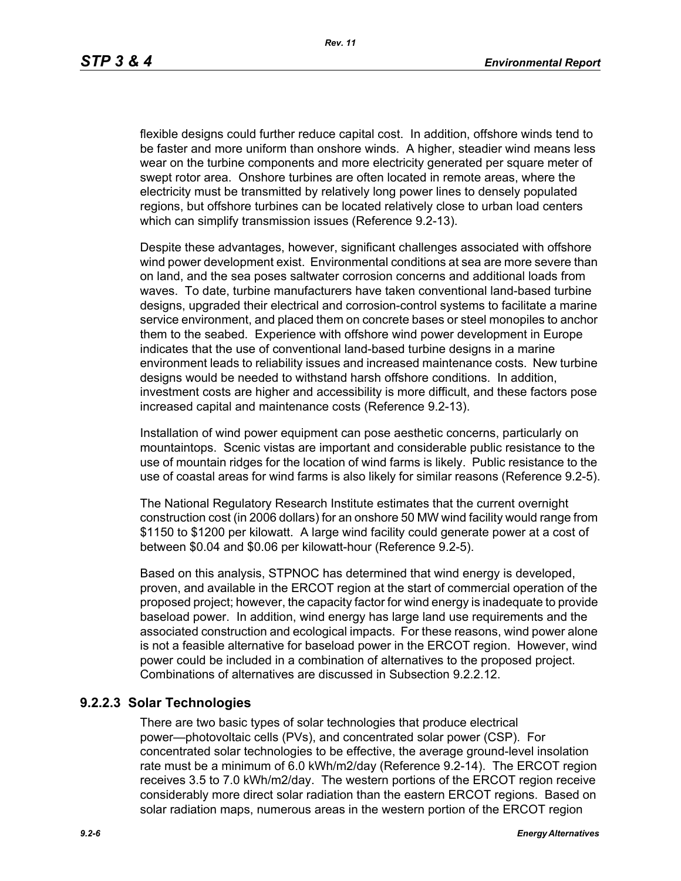flexible designs could further reduce capital cost. In addition, offshore winds tend to be faster and more uniform than onshore winds. A higher, steadier wind means less wear on the turbine components and more electricity generated per square meter of swept rotor area. Onshore turbines are often located in remote areas, where the electricity must be transmitted by relatively long power lines to densely populated regions, but offshore turbines can be located relatively close to urban load centers which can simplify transmission issues (Reference 9.2-13).

Despite these advantages, however, significant challenges associated with offshore wind power development exist. Environmental conditions at sea are more severe than on land, and the sea poses saltwater corrosion concerns and additional loads from waves. To date, turbine manufacturers have taken conventional land-based turbine designs, upgraded their electrical and corrosion-control systems to facilitate a marine service environment, and placed them on concrete bases or steel monopiles to anchor them to the seabed. Experience with offshore wind power development in Europe indicates that the use of conventional land-based turbine designs in a marine environment leads to reliability issues and increased maintenance costs. New turbine designs would be needed to withstand harsh offshore conditions. In addition, investment costs are higher and accessibility is more difficult, and these factors pose increased capital and maintenance costs (Reference 9.2-13).

Installation of wind power equipment can pose aesthetic concerns, particularly on mountaintops. Scenic vistas are important and considerable public resistance to the use of mountain ridges for the location of wind farms is likely. Public resistance to the use of coastal areas for wind farms is also likely for similar reasons (Reference 9.2-5).

The National Regulatory Research Institute estimates that the current overnight construction cost (in 2006 dollars) for an onshore 50 MW wind facility would range from $1150 to $1200 per kilowatt. A large wind facility could generate power at a cost of between $0.04 and $0.06 per kilowatt-hour (Reference 9.2-5).

Based on this analysis, STPNOC has determined that wind energy is developed, proven, and available in the ERCOT region at the start of commercial operation of the proposed project; however, the capacity factor for wind energy is inadequate to provide baseload power. In addition, wind energy has large land use requirements and the associated construction and ecological impacts. For these reasons, wind power alone is not a feasible alternative for baseload power in the ERCOT region. However, wind power could be included in a combination of alternatives to the proposed project. Combinations of alternatives are discussed in Subsection 9.2.2.12.

### 9.2.2.3 Solar Technologies

There are two basic types of solar technologies that produce electrical power—photovoltaic cells (PVs), and concentrated solar power (CSP). For concentrated solar technologies to be effective, the average ground-level insolation rate must be a minimum of 6.0 kWh/m2/day (Reference 9.2-14). The ERCOT region receives 3.5 to 7.0 kWh/m2/day. The western portions of the ERCOT region receive considerably more direct solar radiation than the eastern ERCOT regions. Based on solar radiation maps, numerous areas in the western portion of the ERCOT region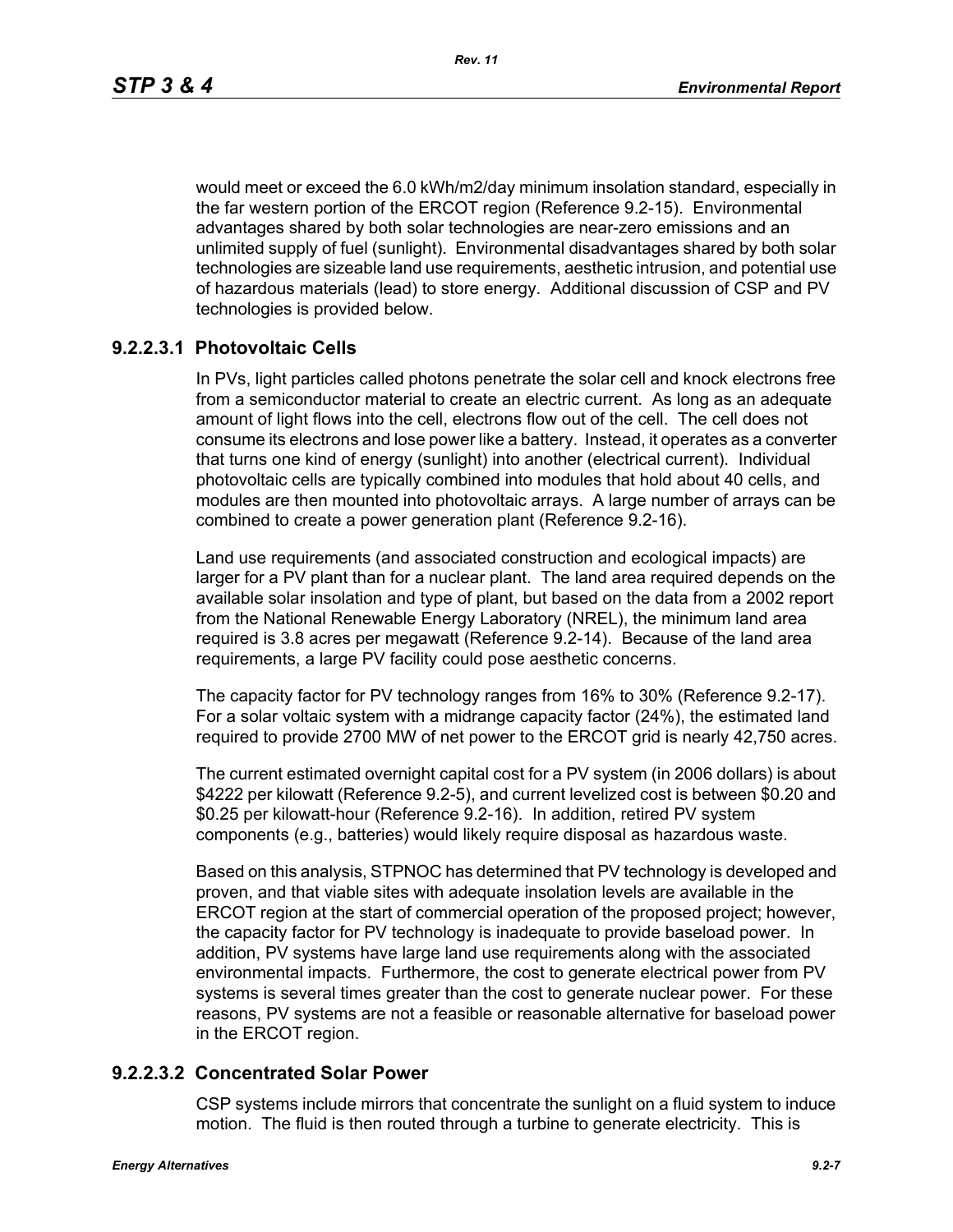would meet or exceed the 6.0 kWh/m2/day minimum insolation standard, especially in the far western portion of the ERCOT region (Reference 9.2-15). Environmental advantages shared by both solar technologies are near-zero emissions and an unlimited supply of fuel (sunlight). Environmental disadvantages shared by both solar technologies are sizeable land use requirements, aesthetic intrusion, and potential use of hazardous materials (lead) to store energy. Additional discussion of CSP and PV technologies is provided below.

### 9.2.2.3.1 Photovoltaic Cells

In PVs, light particles called photons penetrate the solar cell and knock electrons free from a semiconductor material to create an electric current. As long as an adequate amount of light flows into the cell, electrons flow out of the cell. The cell does not consume its electrons and lose power like a battery. Instead, it operates as a converter that turns one kind of energy (sunlight) into another (electrical current). Individual photovoltaic cells are typically combined into modules that hold about 40 cells, and modules are then mounted into photovoltaic arrays. A large number of arrays can be combined to create a power generation plant (Reference 9.2-16).

Land use requirements (and associated construction and ecological impacts) are larger for a PV plant than for a nuclear plant. The land area required depends on the available solar insolation and type of plant, but based on the data from a 2002 report from the National Renewable Energy Laboratory (NREL), the minimum land area required is 3.8 acres per megawatt (Reference 9.2-14). Because of the land area requirements, a large PV facility could pose aesthetic concerns.

The capacity factor for PV technology ranges from 16% to 30% (Reference 9.2-17). For a solar voltaic system with a midrange capacity factor (24%), the estimated land required to provide 2700 MW of net power to the ERCOT grid is nearly 42,750 acres.

The current estimated overnight capital cost for a PV system (in 2006 dollars) is about $4222 per kilowatt (Reference 9.2-5), and current levelized cost is between $0.20 and $0.25 per kilowatt-hour (Reference 9.2-16). In addition, retired PV system components (e.g., batteries) would likely require disposal as hazardous waste.

Based on this analysis, STPNOC has determined that PV technology is developed and proven, and that viable sites with adequate insolation levels are available in the ERCOT region at the start of commercial operation of the proposed project; however, the capacity factor for PV technology is inadequate to provide baseload power. In addition, PV systems have large land use requirements along with the associated environmental impacts. Furthermore, the cost to generate electrical power from PV systems is several times greater than the cost to generate nuclear power. For these reasons, PV systems are not a feasible or reasonable alternative for baseload power in the ERCOT region.

### 9.2.2.3.2 Concentrated Solar Power

CSP systems include mirrors that concentrate the sunlight on a fluid system to induce motion. The fluid is then routed through a turbine to generate electricity. This is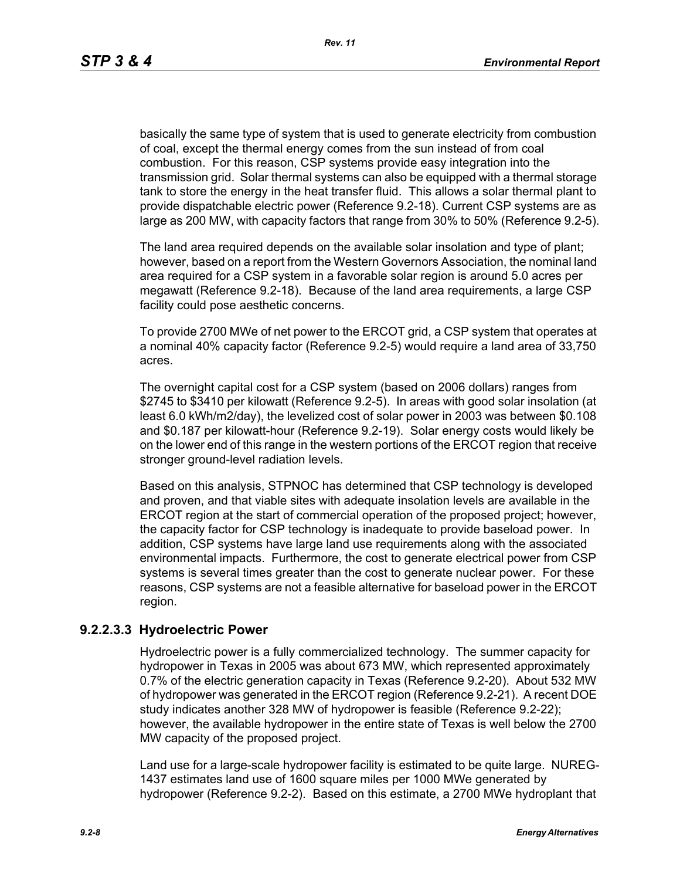basically the same type of system that is used to generate electricity from combustion of coal, except the thermal energy comes from the sun instead of from coal combustion. For this reason, CSP systems provide easy integration into the transmission grid. Solar thermal systems can also be equipped with a thermal storage tank to store the energy in the heat transfer fluid. This allows a solar thermal plant to provide dispatchable electric power (Reference 9.2-18). Current CSP systems are as large as 200 MW, with capacity factors that range from 30% to 50% (Reference 9.2-5).

The land area required depends on the available solar insolation and type of plant; however, based on a report from the Western Governors Association, the nominal land area required for a CSP system in a favorable solar region is around 5.0 acres per megawatt (Reference 9.2-18). Because of the land area requirements, a large CSP facility could pose aesthetic concerns.

To provide 2700 MWe of net power to the ERCOT grid, a CSP system that operates at a nominal 40% capacity factor (Reference 9.2-5) would require a land area of 33,750 acres.

The overnight capital cost for a CSP system (based on 2006 dollars) ranges from $2745 to $3410 per kilowatt (Reference 9.2-5). In areas with good solar insolation (at least 6.0 kWh/m2/day), the levelized cost of solar power in 2003 was between $0.108 and $0.187 per kilowatt-hour (Reference 9.2-19). Solar energy costs would likely be on the lower end of this range in the western portions of the ERCOT region that receive stronger ground-level radiation levels.

Based on this analysis, STPNOC has determined that CSP technology is developed and proven, and that viable sites with adequate insolation levels are available in the ERCOT region at the start of commercial operation of the proposed project; however, the capacity factor for CSP technology is inadequate to provide baseload power. In addition, CSP systems have large land use requirements along with the associated environmental impacts. Furthermore, the cost to generate electrical power from CSP systems is several times greater than the cost to generate nuclear power. For these reasons, CSP systems are not a feasible alternative for baseload power in the ERCOT region.

#### 9.2.2.3.3 Hydroelectric Power

Hydroelectric power is a fully commercialized technology. The summer capacity for hydropower in Texas in 2005 was about 673 MW, which represented approximately 0.7% of the electric generation capacity in Texas (Reference 9.2-20). About 532 MW of hydropower was generated in the ERCOT region (Reference 9.2-21). A recent DOE study indicates another 328 MW of hydropower is feasible (Reference 9.2-22); however, the available hydropower in the entire state of Texas is well below the 2700 MW capacity of the proposed project.

Land use for a large-scale hydropower facility is estimated to be quite large. NUREG-1437 estimates land use of 1600 square miles per 1000 MWe generated by hydropower (Reference 9.2-2). Based on this estimate, a 2700 MWe hydroplant that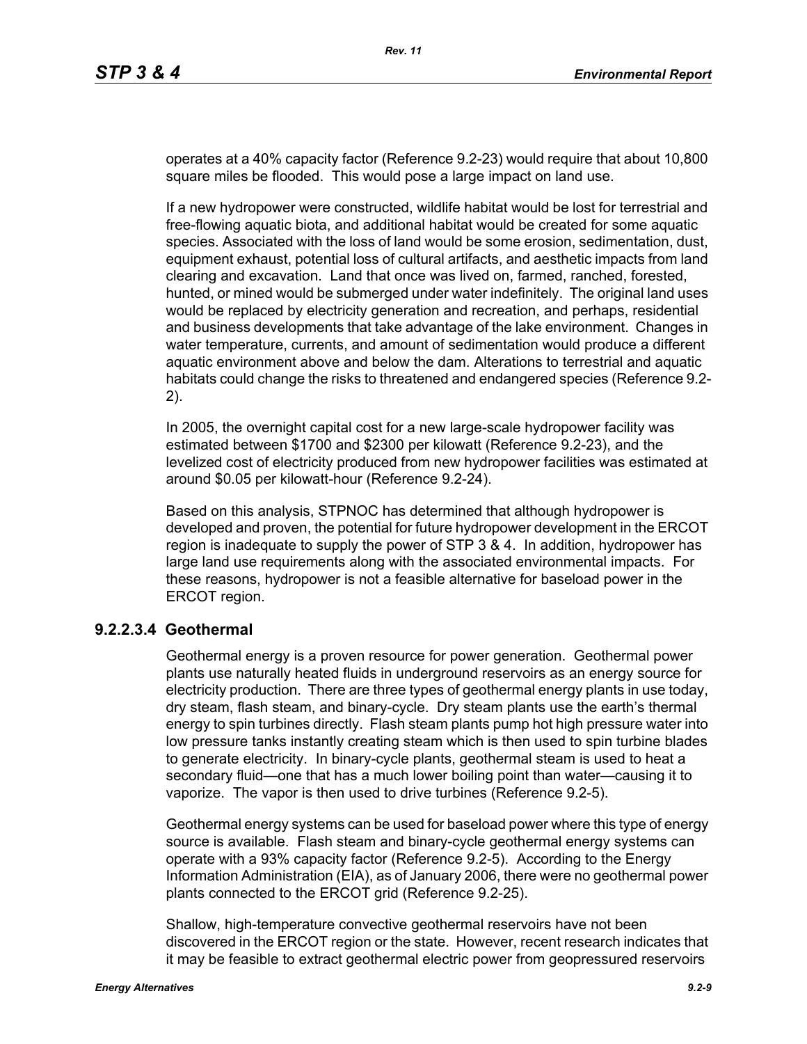operates at a 40% capacity factor (Reference 9.2-23) would require that about 10,800 square miles be flooded. This would pose a large impact on land use.

If a new hydropower were constructed, wildlife habitat would be lost for terrestrial and free-flowing aquatic biota, and additional habitat would be created for some aquatic species. Associated with the loss of land would be some erosion, sedimentation, dust, equipment exhaust, potential loss of cultural artifacts, and aesthetic impacts from land clearing and excavation. Land that once was lived on, farmed, ranched, forested, hunted, or mined would be submerged under water indefinitely. The original land uses would be replaced by electricity generation and recreation, and perhaps, residential and business developments that take advantage of the lake environment. Changes in water temperature, currents, and amount of sedimentation would produce a different aquatic environment above and below the dam. Alterations to terrestrial and aquatic habitats could change the risks to threatened and endangered species (Reference 9.2-2).

In 2005, the overnight capital cost for a new large-scale hydropower facility was estimated between $1700 and $2300 per kilowatt (Reference 9.2-23), and the levelized cost of electricity produced from new hydropower facilities was estimated at around $0.05 per kilowatt-hour (Reference 9.2-24).

Based on this analysis, STPNOC has determined that although hydropower is developed and proven, the potential for future hydropower development in the ERCOT region is inadequate to supply the power of STP 3 & 4. In addition, hydropower has large land use requirements along with the associated environmental impacts. For these reasons, hydropower is not a feasible alternative for baseload power in the ERCOT region.

### 9.2.2.3.4 Geothermal

Geothermal energy is a proven resource for power generation. Geothermal power plants use naturally heated fluids in underground reservoirs as an energy source for electricity production. There are three types of geothermal energy plants in use today, dry steam, flash steam, and binary-cycle. Dry steam plants use the earth's thermal energy to spin turbines directly. Flash steam plants pump hot high pressure water into low pressure tanks instantly creating steam which is then used to spin turbine blades to generate electricity. In binary-cycle plants, geothermal steam is used to heat a secondary fluid—one that has a much lower boiling point than water—causing it to vaporize. The vapor is then used to drive turbines (Reference 9.2-5).

Geothermal energy systems can be used for baseload power where this type of energy source is available. Flash steam and binary-cycle geothermal energy systems can operate with a 93% capacity factor (Reference 9.2-5). According to the Energy Information Administration (EIA), as of January 2006, there were no geothermal power plants connected to the ERCOT grid (Reference 9.2-25).

Shallow, high-temperature convective geothermal reservoirs have not been discovered in the ERCOT region or the state. However, recent research indicates that it may be feasible to extract geothermal electric power from geopressured reservoirs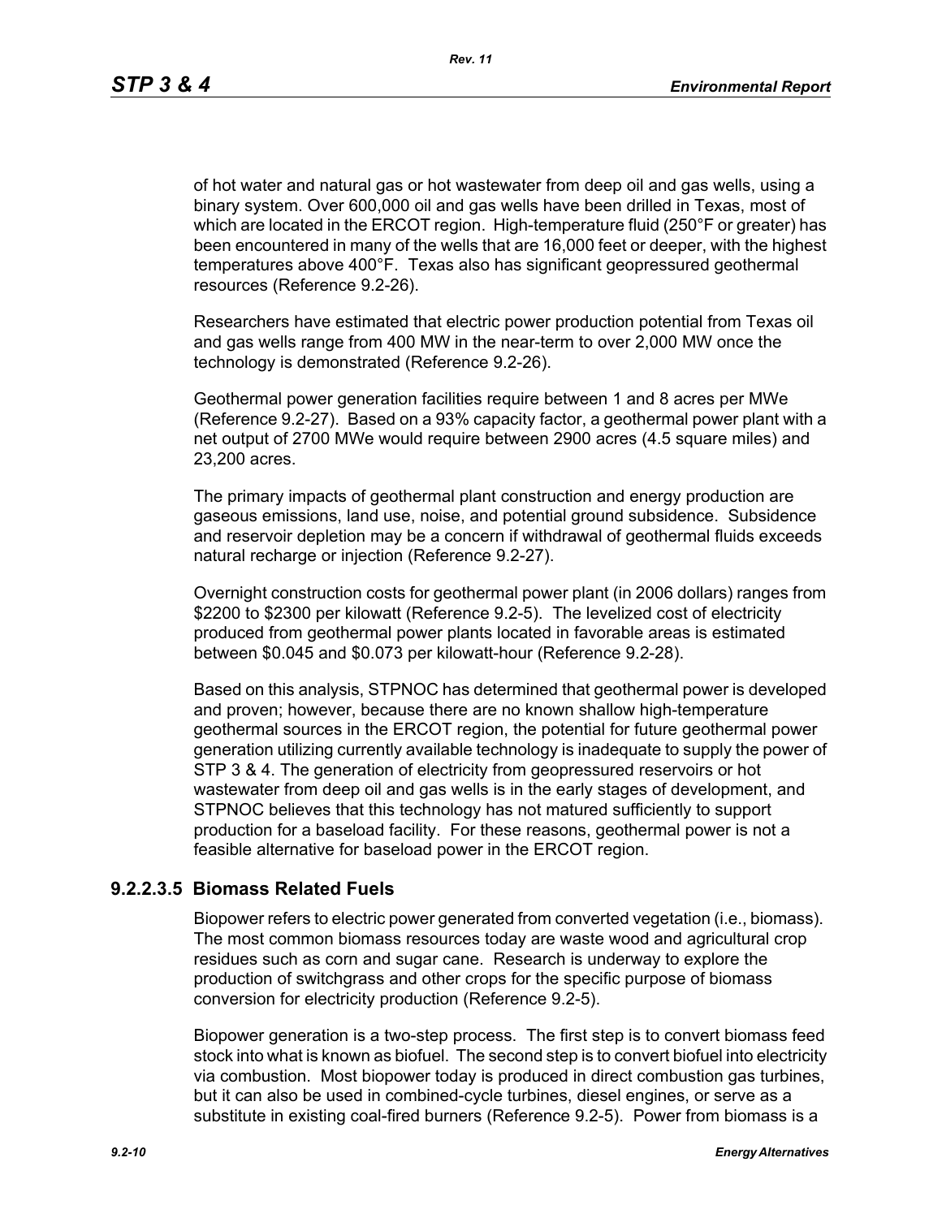of hot water and natural gas or hot wastewater from deep oil and gas wells, using a binary system. Over 600,000 oil and gas wells have been drilled in Texas, most of which are located in the ERCOT region. High-temperature fluid (250°F or greater) has been encountered in many of the wells that are 16,000 feet or deeper, with the highest temperatures above 400°F. Texas also has significant geopressured geothermal resources (Reference 9.2-26).

Researchers have estimated that electric power production potential from Texas oil and gas wells range from 400 MW in the near-term to over 2,000 MW once the technology is demonstrated (Reference 9.2-26).

Geothermal power generation facilities require between 1 and 8 acres per MWe (Reference 9.2-27). Based on a 93% capacity factor, a geothermal power plant with a net output of 2700 MWe would require between 2900 acres (4.5 square miles) and 23,200 acres.

The primary impacts of geothermal plant construction and energy production are gaseous emissions, land use, noise, and potential ground subsidence. Subsidence and reservoir depletion may be a concern if withdrawal of geothermal fluids exceeds natural recharge or injection (Reference 9.2-27).

Overnight construction costs for geothermal power plant (in 2006 dollars) ranges from \$2200 to \$2300 per kilowatt (Reference 9.2-5). The levelized cost of electricity produced from geothermal power plants located in favorable areas is estimated between \$0.045 and \$0.073 per kilowatt-hour (Reference 9.2-28).

Based on this analysis, STPNOC has determined that geothermal power is developed and proven; however, because there are no known shallow high-temperature geothermal sources in the ERCOT region, the potential for future geothermal power generation utilizing currently available technology is inadequate to supply the power of STP 3 & 4. The generation of electricity from geopressured reservoirs or hot wastewater from deep oil and gas wells is in the early stages of development, and STPNOC believes that this technology has not matured sufficiently to support production for a baseload facility. For these reasons, geothermal power is not a feasible alternative for baseload power in the ERCOT region.

### 9.2.2.3.5 Biomass Related Fuels

Biopower refers to electric power generated from converted vegetation (i.e., biomass). The most common biomass resources today are waste wood and agricultural crop residues such as corn and sugar cane. Research is underway to explore the production of switchgrass and other crops for the specific purpose of biomass conversion for electricity production (Reference 9.2-5).

Biopower generation is a two-step process. The first step is to convert biomass feed stock into what is known as biofuel. The second step is to convert biofuel into electricity via combustion. Most biopower today is produced in direct combustion gas turbines, but it can also be used in combined-cycle turbines, diesel engines, or serve as a substitute in existing coal-fired burners (Reference 9.2-5). Power from biomass is a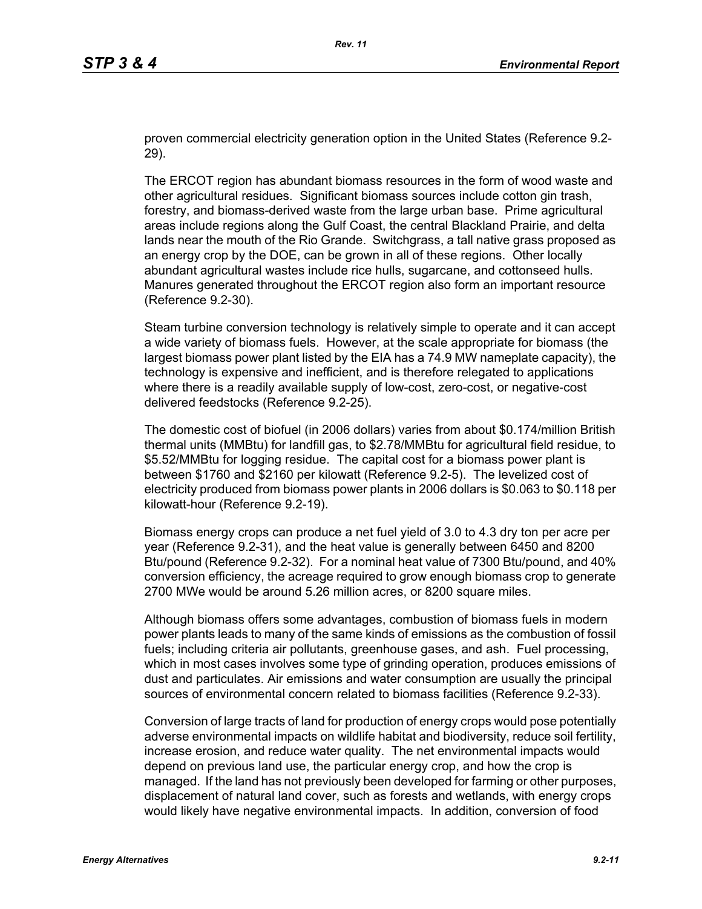proven commercial electricity generation option in the United States (Reference 9.2-29).

The ERCOT region has abundant biomass resources in the form of wood waste and other agricultural residues. Significant biomass sources include cotton gin trash, forestry, and biomass-derived waste from the large urban base. Prime agricultural areas include regions along the Gulf Coast, the central Blackland Prairie, and delta lands near the mouth of the Rio Grande. Switchgrass, a tall native grass proposed as an energy crop by the DOE, can be grown in all of these regions. Other locally abundant agricultural wastes include rice hulls, sugarcane, and cottonseed hulls. Manures generated throughout the ERCOT region also form an important resource (Reference 9.2-30).

Steam turbine conversion technology is relatively simple to operate and it can accept a wide variety of biomass fuels. However, at the scale appropriate for biomass (the largest biomass power plant listed by the EIA has a 74.9 MW nameplate capacity), the technology is expensive and inefficient, and is therefore relegated to applications where there is a readily available supply of low-cost, zero-cost, or negative-cost delivered feedstocks (Reference 9.2-25).

The domestic cost of biofuel (in 2006 dollars) varies from about $0.174/million British thermal units (MMBtu) for landfill gas, to $2.78/MMBtu for agricultural field residue, to $5.52/MMBtu for logging residue. The capital cost for a biomass power plant is between $1760 and $2160 per kilowatt (Reference 9.2-5). The levelized cost of electricity produced from biomass power plants in 2006 dollars is $0.063 to $0.118 per kilowatt-hour (Reference 9.2-19).

Biomass energy crops can produce a net fuel yield of 3.0 to 4.3 dry ton per acre per year (Reference 9.2-31), and the heat value is generally between 6450 and 8200 Btu/pound (Reference 9.2-32). For a nominal heat value of 7300 Btu/pound, and 40% conversion efficiency, the acreage required to grow enough biomass crop to generate 2700 MWe would be around 5.26 million acres, or 8200 square miles.

Although biomass offers some advantages, combustion of biomass fuels in modern power plants leads to many of the same kinds of emissions as the combustion of fossil fuels; including criteria air pollutants, greenhouse gases, and ash. Fuel processing, which in most cases involves some type of grinding operation, produces emissions of dust and particulates. Air emissions and water consumption are usually the principal sources of environmental concern related to biomass facilities (Reference 9.2-33).

Conversion of large tracts of land for production of energy crops would pose potentially adverse environmental impacts on wildlife habitat and biodiversity, reduce soil fertility, increase erosion, and reduce water quality. The net environmental impacts would depend on previous land use, the particular energy crop, and how the crop is managed. If the land has not previously been developed for farming or other purposes, displacement of natural land cover, such as forests and wetlands, with energy crops would likely have negative environmental impacts. In addition, conversion of food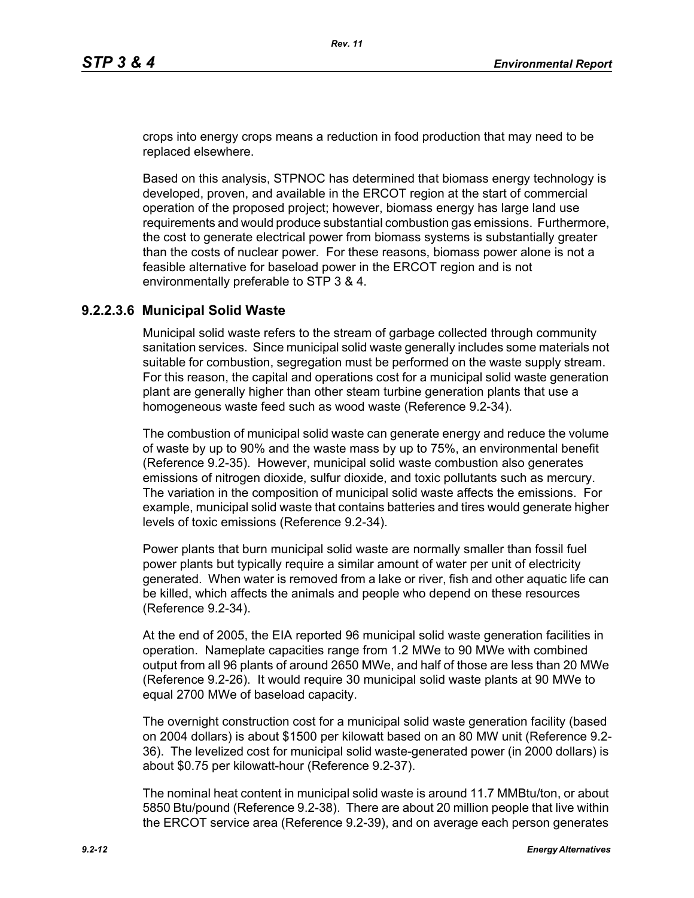crops into energy crops means a reduction in food production that may need to be replaced elsewhere.

Based on this analysis, STPNOC has determined that biomass energy technology is developed, proven, and available in the ERCOT region at the start of commercial operation of the proposed project; however, biomass energy has large land use requirements and would produce substantial combustion gas emissions. Furthermore, the cost to generate electrical power from biomass systems is substantially greater than the costs of nuclear power. For these reasons, biomass power alone is not a feasible alternative for baseload power in the ERCOT region and is not environmentally preferable to STP 3 & 4.

### 9.2.2.3.6 Municipal Solid Waste

Municipal solid waste refers to the stream of garbage collected through community sanitation services. Since municipal solid waste generally includes some materials not suitable for combustion, segregation must be performed on the waste supply stream. For this reason, the capital and operations cost for a municipal solid waste generation plant are generally higher than other steam turbine generation plants that use a homogeneous waste feed such as wood waste (Reference 9.2-34).

The combustion of municipal solid waste can generate energy and reduce the volume of waste by up to 90% and the waste mass by up to 75%, an environmental benefit (Reference 9.2-35). However, municipal solid waste combustion also generates emissions of nitrogen dioxide, sulfur dioxide, and toxic pollutants such as mercury. The variation in the composition of municipal solid waste affects the emissions. For example, municipal solid waste that contains batteries and tires would generate higher levels of toxic emissions (Reference 9.2-34).

Power plants that burn municipal solid waste are normally smaller than fossil fuel power plants but typically require a similar amount of water per unit of electricity generated. When water is removed from a lake or river, fish and other aquatic life can be killed, which affects the animals and people who depend on these resources (Reference 9.2-34).

At the end of 2005, the EIA reported 96 municipal solid waste generation facilities in operation. Nameplate capacities range from 1.2 MWe to 90 MWe with combined output from all 96 plants of around 2650 MWe, and half of those are less than 20 MWe (Reference 9.2-26). It would require 30 municipal solid waste plants at 90 MWe to equal 2700 MWe of baseload capacity.

The overnight construction cost for a municipal solid waste generation facility (based on 2004 dollars) is about $1500 per kilowatt based on an 80 MW unit (Reference 9.2-36). The levelized cost for municipal solid waste-generated power (in 2000 dollars) is about $0.75 per kilowatt-hour (Reference 9.2-37).

The nominal heat content in municipal solid waste is around 11.7 MMBtu/ton, or about 5850 Btu/pound (Reference 9.2-38). There are about 20 million people that live within the ERCOT service area (Reference 9.2-39), and on average each person generates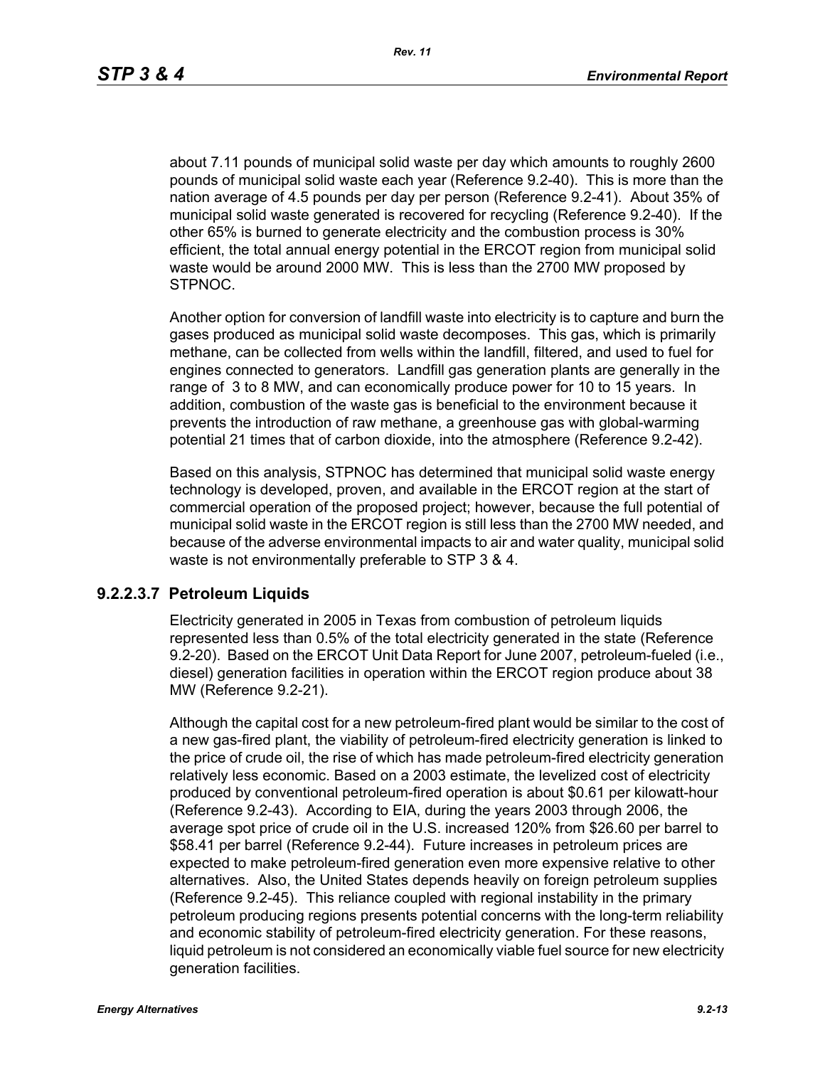about 7.11 pounds of municipal solid waste per day which amounts to roughly 2600 pounds of municipal solid waste each year (Reference 9.2-40). This is more than the nation average of 4.5 pounds per day per person (Reference 9.2-41). About 35% of municipal solid waste generated is recovered for recycling (Reference 9.2-40). If the other 65% is burned to generate electricity and the combustion process is 30% efficient, the total annual energy potential in the ERCOT region from municipal solid waste would be around 2000 MW. This is less than the 2700 MW proposed by STPNOC.

Another option for conversion of landfill waste into electricity is to capture and burn the gases produced as municipal solid waste decomposes. This gas, which is primarily methane, can be collected from wells within the landfill, filtered, and used to fuel for engines connected to generators. Landfill gas generation plants are generally in the range of 3 to 8 MW, and can economically produce power for 10 to 15 years. In addition, combustion of the waste gas is beneficial to the environment because it prevents the introduction of raw methane, a greenhouse gas with global-warming potential 21 times that of carbon dioxide, into the atmosphere (Reference 9.2-42).

Based on this analysis, STPNOC has determined that municipal solid waste energy technology is developed, proven, and available in the ERCOT region at the start of commercial operation of the proposed project; however, because the full potential of municipal solid waste in the ERCOT region is still less than the 2700 MW needed, and because of the adverse environmental impacts to air and water quality, municipal solid waste is not environmentally preferable to STP 3 & 4.

### 9.2.2.3.7 Petroleum Liquids

Electricity generated in 2005 in Texas from combustion of petroleum liquids represented less than 0.5% of the total electricity generated in the state (Reference 9.2-20). Based on the ERCOT Unit Data Report for June 2007, petroleum-fueled (i.e., diesel) generation facilities in operation within the ERCOT region produce about 38 MW (Reference 9.2-21).

Although the capital cost for a new petroleum-fired plant would be similar to the cost of a new gas-fired plant, the viability of petroleum-fired electricity generation is linked to the price of crude oil, the rise of which has made petroleum-fired electricity generation relatively less economic. Based on a 2003 estimate, the levelized cost of electricity produced by conventional petroleum-fired operation is about $0.61 per kilowatt-hour (Reference 9.2-43). According to EIA, during the years 2003 through 2006, the average spot price of crude oil in the U.S. increased 120% from $26.60 per barrel to $58.41 per barrel (Reference 9.2-44). Future increases in petroleum prices are expected to make petroleum-fired generation even more expensive relative to other alternatives. Also, the United States depends heavily on foreign petroleum supplies (Reference 9.2-45). This reliance coupled with regional instability in the primary petroleum producing regions presents potential concerns with the long-term reliability and economic stability of petroleum-fired electricity generation. For these reasons, liquid petroleum is not considered an economically viable fuel source for new electricity generation facilities.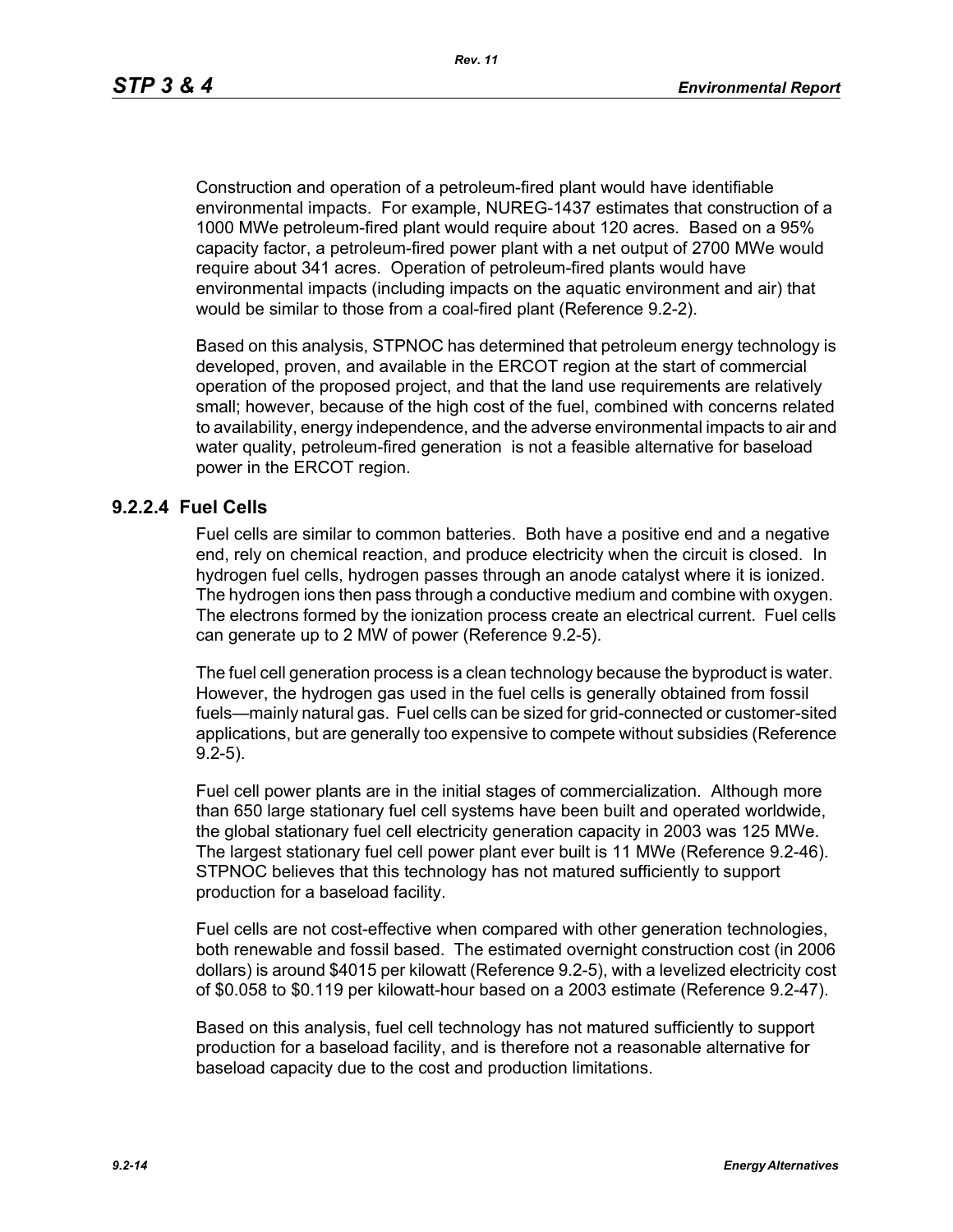Construction and operation of a petroleum-fired plant would have identifiable environmental impacts. For example, NUREG-1437 estimates that construction of a 1000 MWe petroleum-fired plant would require about 120 acres. Based on a 95% capacity factor, a petroleum-fired power plant with a net output of 2700 MWe would require about 341 acres. Operation of petroleum-fired plants would have environmental impacts (including impacts on the aquatic environment and air) that would be similar to those from a coal-fired plant (Reference 9.2-2).

Based on this analysis, STPNOC has determined that petroleum energy technology is developed, proven, and available in the ERCOT region at the start of commercial operation of the proposed project, and that the land use requirements are relatively small; however, because of the high cost of the fuel, combined with concerns related to availability, energy independence, and the adverse environmental impacts to air and water quality, petroleum-fired generation is not a feasible alternative for baseload power in the ERCOT region.

### 9.2.2.4 Fuel Cells

Fuel cells are similar to common batteries. Both have a positive end and a negative end, rely on chemical reaction, and produce electricity when the circuit is closed. In hydrogen fuel cells, hydrogen passes through an anode catalyst where it is ionized. The hydrogen ions then pass through a conductive medium and combine with oxygen. The electrons formed by the ionization process create an electrical current. Fuel cells can generate up to 2 MW of power (Reference 9.2-5).

The fuel cell generation process is a clean technology because the byproduct is water. However, the hydrogen gas used in the fuel cells is generally obtained from fossil fuels—mainly natural gas. Fuel cells can be sized for grid-connected or customer-sited applications, but are generally too expensive to compete without subsidies (Reference 9.2-5).

Fuel cell power plants are in the initial stages of commercialization. Although more than 650 large stationary fuel cell systems have been built and operated worldwide, the global stationary fuel cell electricity generation capacity in 2003 was 125 MWe. The largest stationary fuel cell power plant ever built is 11 MWe (Reference 9.2-46). STPNOC believes that this technology has not matured sufficiently to support production for a baseload facility.

Fuel cells are not cost-effective when compared with other generation technologies, both renewable and fossil based. The estimated overnight construction cost (in 2006 dollars) is around $4015 per kilowatt (Reference 9.2-5), with a levelized electricity cost of $0.058 to $0.119 per kilowatt-hour based on a 2003 estimate (Reference 9.2-47).

Based on this analysis, fuel cell technology has not matured sufficiently to support production for a baseload facility, and is therefore not a reasonable alternative for baseload capacity due to the cost and production limitations.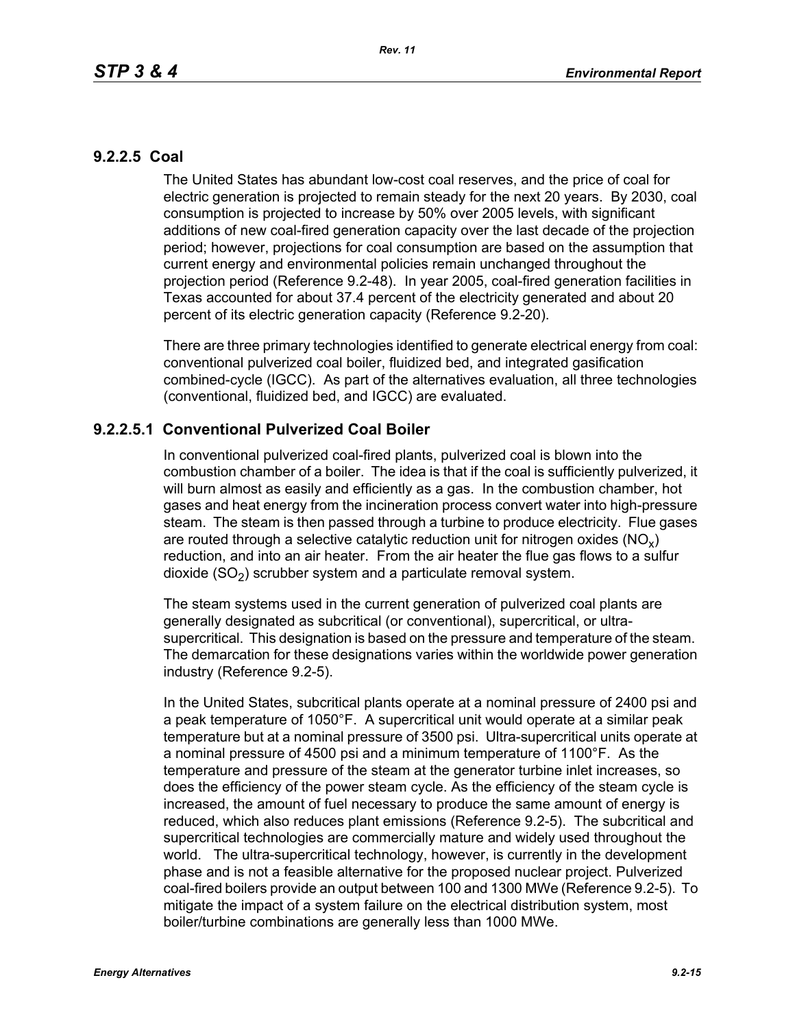## 9.2.2.5 Coal

The United States has abundant low-cost coal reserves, and the price of coal for electric generation is projected to remain steady for the next 20 years. By 2030, coal consumption is projected to increase by 50% over 2005 levels, with significant additions of new coal-fired generation capacity over the last decade of the projection period; however, projections for coal consumption are based on the assumption that current energy and environmental policies remain unchanged throughout the projection period (Reference 9.2-48). In year 2005, coal-fired generation facilities in Texas accounted for about 37.4 percent of the electricity generated and about 20 percent of its electric generation capacity (Reference 9.2-20).

There are three primary technologies identified to generate electrical energy from coal: conventional pulverized coal boiler, fluidized bed, and integrated gasification combined-cycle (IGCC). As part of the alternatives evaluation, all three technologies (conventional, fluidized bed, and IGCC) are evaluated.

### 9.2.2.5.1 Conventional Pulverized Coal Boiler

In conventional pulverized coal-fired plants, pulverized coal is blown into the combustion chamber of a boiler. The idea is that if the coal is sufficiently pulverized, it will burn almost as easily and efficiently as a gas. In the combustion chamber, hot gases and heat energy from the incineration process convert water into high-pressure steam. The steam is then passed through a turbine to produce electricity. Flue gases are routed through a selective catalytic reduction unit for nitrogen oxides ($NO_x$) reduction, and into an air heater. From the air heater the flue gas flows to a sulfur dioxide ($SO_2$) scrubber system and a particulate removal system.

The steam systems used in the current generation of pulverized coal plants are generally designated as subcritical (or conventional), supercritical, or ultra-supercritical. This designation is based on the pressure and temperature of the steam. The demarcation for these designations varies within the worldwide power generation industry (Reference 9.2-5).

In the United States, subcritical plants operate at a nominal pressure of 2400 psi and a peak temperature of 1050°F. A supercritical unit would operate at a similar peak temperature but at a nominal pressure of 3500 psi. Ultra-supercritical units operate at a nominal pressure of 4500 psi and a minimum temperature of 1100°F. As the temperature and pressure of the steam at the generator turbine inlet increases, so does the efficiency of the power steam cycle. As the efficiency of the steam cycle is increased, the amount of fuel necessary to produce the same amount of energy is reduced, which also reduces plant emissions (Reference 9.2-5). The subcritical and supercritical technologies are commercially mature and widely used throughout the world. The ultra-supercritical technology, however, is currently in the development phase and is not a feasible alternative for the proposed nuclear project. Pulverized coal-fired boilers provide an output between 100 and 1300 MWe (Reference 9.2-5). To mitigate the impact of a system failure on the electrical distribution system, most boiler/turbine combinations are generally less than 1000 MWe.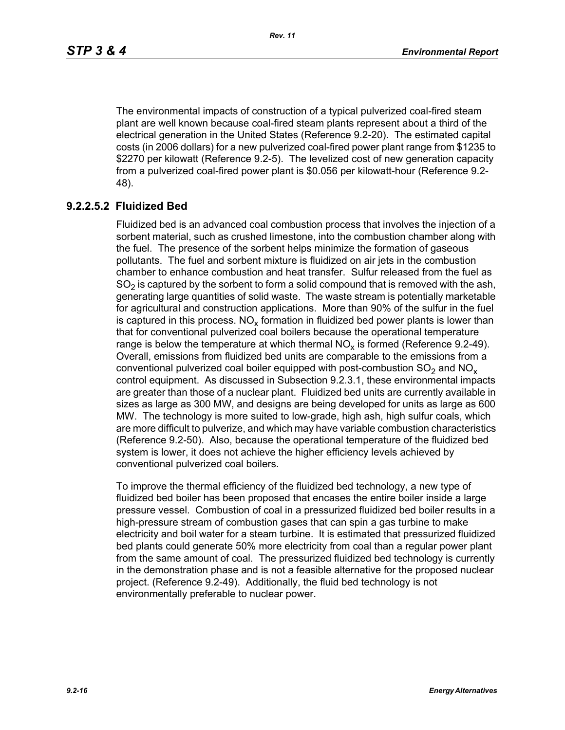The environmental impacts of construction of a typical pulverized coal-fired steam plant are well known because coal-fired steam plants represent about a third of the electrical generation in the United States (Reference 9.2-20). The estimated capital costs (in 2006 dollars) for a new pulverized coal-fired power plant range from $1235 to $2270 per kilowatt (Reference 9.2-5). The levelized cost of new generation capacity from a pulverized coal-fired power plant is $0.056 per kilowatt-hour (Reference 9.2-48).

### 9.2.2.5.2 Fluidized Bed

Fluidized bed is an advanced coal combustion process that involves the injection of a sorbent material, such as crushed limestone, into the combustion chamber along with the fuel. The presence of the sorbent helps minimize the formation of gaseous pollutants. The fuel and sorbent mixture is fluidized on air jets in the combustion chamber to enhance combustion and heat transfer. Sulfur released from the fuel as $SO_2$ is captured by the sorbent to form a solid compound that is removed with the ash, generating large quantities of solid waste. The waste stream is potentially marketable for agricultural and construction applications. More than 90% of the sulfur in the fuel is captured in this process. $NO_x$ formation in fluidized bed power plants is lower than that for conventional pulverized coal boilers because the operational temperature range is below the temperature at which thermal $NO_x$ is formed (Reference 9.2-49). Overall, emissions from fluidized bed units are comparable to the emissions from a conventional pulverized coal boiler equipped with post-combustion $SO_2$ and $NO_x$ control equipment. As discussed in Subsection 9.2.3.1, these environmental impacts are greater than those of a nuclear plant. Fluidized bed units are currently available in sizes as large as 300 MW, and designs are being developed for units as large as 600 MW. The technology is more suited to low-grade, high ash, high sulfur coals, which are more difficult to pulverize, and which may have variable combustion characteristics (Reference 9.2-50). Also, because the operational temperature of the fluidized bed system is lower, it does not achieve the higher efficiency levels achieved by conventional pulverized coal boilers.

To improve the thermal efficiency of the fluidized bed technology, a new type of fluidized bed boiler has been proposed that encases the entire boiler inside a large pressure vessel. Combustion of coal in a pressurized fluidized bed boiler results in a high-pressure stream of combustion gases that can spin a gas turbine to make electricity and boil water for a steam turbine. It is estimated that pressurized fluidized bed plants could generate 50% more electricity from coal than a regular power plant from the same amount of coal. The pressurized fluidized bed technology is currently in the demonstration phase and is not a feasible alternative for the proposed nuclear project. (Reference 9.2-49). Additionally, the fluid bed technology is not environmentally preferable to nuclear power.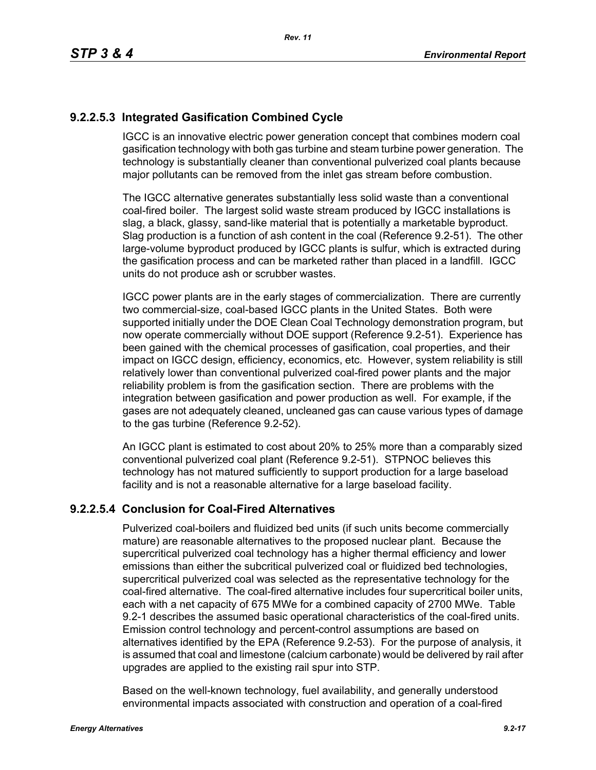### 9.2.2.5.3 Integrated Gasification Combined Cycle

IGCC is an innovative electric power generation concept that combines modern coal gasification technology with both gas turbine and steam turbine power generation. The technology is substantially cleaner than conventional pulverized coal plants because major pollutants can be removed from the inlet gas stream before combustion.

The IGCC alternative generates substantially less solid waste than a conventional coal-fired boiler. The largest solid waste stream produced by IGCC installations is slag, a black, glassy, sand-like material that is potentially a marketable byproduct. Slag production is a function of ash content in the coal (Reference 9.2-51). The other large-volume byproduct produced by IGCC plants is sulfur, which is extracted during the gasification process and can be marketed rather than placed in a landfill. IGCC units do not produce ash or scrubber wastes.

IGCC power plants are in the early stages of commercialization. There are currently two commercial-size, coal-based IGCC plants in the United States. Both were supported initially under the DOE Clean Coal Technology demonstration program, but now operate commercially without DOE support (Reference 9.2-51). Experience has been gained with the chemical processes of gasification, coal properties, and their impact on IGCC design, efficiency, economics, etc. However, system reliability is still relatively lower than conventional pulverized coal-fired power plants and the major reliability problem is from the gasification section. There are problems with the integration between gasification and power production as well. For example, if the gases are not adequately cleaned, uncleaned gas can cause various types of damage to the gas turbine (Reference 9.2-52).

An IGCC plant is estimated to cost about 20% to 25% more than a comparably sized conventional pulverized coal plant (Reference 9.2-51). STPNOC believes this technology has not matured sufficiently to support production for a large baseload facility and is not a reasonable alternative for a large baseload facility.

### 9.2.2.5.4 Conclusion for Coal-Fired Alternatives

Pulverized coal-boilers and fluidized bed units (if such units become commercially mature) are reasonable alternatives to the proposed nuclear plant. Because the supercritical pulverized coal technology has a higher thermal efficiency and lower emissions than either the subcritical pulverized coal or fluidized bed technologies, supercritical pulverized coal was selected as the representative technology for the coal-fired alternative. The coal-fired alternative includes four supercritical boiler units, each with a net capacity of 675 MWe for a combined capacity of 2700 MWe. Table 9.2-1 describes the assumed basic operational characteristics of the coal-fired units. Emission control technology and percent-control assumptions are based on alternatives identified by the EPA (Reference 9.2-53). For the purpose of analysis, it is assumed that coal and limestone (calcium carbonate) would be delivered by rail after upgrades are applied to the existing rail spur into STP.

Based on the well-known technology, fuel availability, and generally understood environmental impacts associated with construction and operation of a coal-fired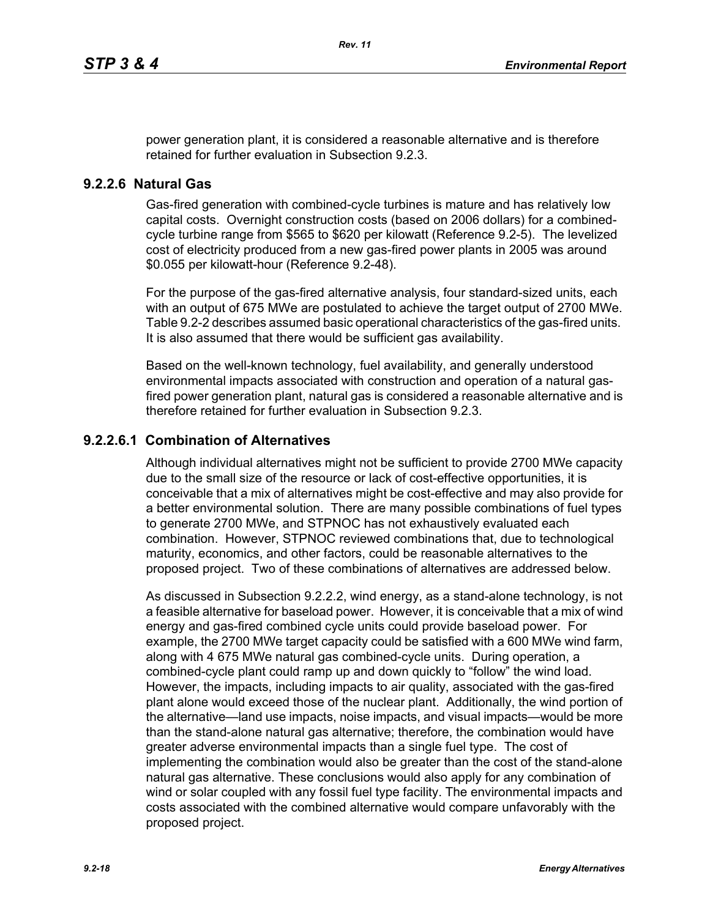power generation plant, it is considered a reasonable alternative and is therefore retained for further evaluation in Subsection 9.2.3.

### 9.2.2.6 Natural Gas

Gas-fired generation with combined-cycle turbines is mature and has relatively low capital costs. Overnight construction costs (based on 2006 dollars) for a combined-cycle turbine range from $565 to $620 per kilowatt (Reference 9.2-5). The levelized cost of electricity produced from a new gas-fired power plants in 2005 was around $0.055 per kilowatt-hour (Reference 9.2-48).

For the purpose of the gas-fired alternative analysis, four standard-sized units, each with an output of 675 MWe are postulated to achieve the target output of 2700 MWe. Table 9.2-2 describes assumed basic operational characteristics of the gas-fired units. It is also assumed that there would be sufficient gas availability.

Based on the well-known technology, fuel availability, and generally understood environmental impacts associated with construction and operation of a natural gas-fired power generation plant, natural gas is considered a reasonable alternative and is therefore retained for further evaluation in Subsection 9.2.3.

#### 9.2.2.6.1 Combination of Alternatives

Although individual alternatives might not be sufficient to provide 2700 MWe capacity due to the small size of the resource or lack of cost-effective opportunities, it is conceivable that a mix of alternatives might be cost-effective and may also provide for a better environmental solution. There are many possible combinations of fuel types to generate 2700 MWe, and STPNOC has not exhaustively evaluated each combination. However, STPNOC reviewed combinations that, due to technological maturity, economics, and other factors, could be reasonable alternatives to the proposed project. Two of these combinations of alternatives are addressed below.

As discussed in Subsection 9.2.2.2, wind energy, as a stand-alone technology, is not a feasible alternative for baseload power. However, it is conceivable that a mix of wind energy and gas-fired combined cycle units could provide baseload power. For example, the 2700 MWe target capacity could be satisfied with a 600 MWe wind farm, along with 4 675 MWe natural gas combined-cycle units. During operation, a combined-cycle plant could ramp up and down quickly to "follow" the wind load. However, the impacts, including impacts to air quality, associated with the gas-fired plant alone would exceed those of the nuclear plant. Additionally, the wind portion of the alternative—land use impacts, noise impacts, and visual impacts—would be more than the stand-alone natural gas alternative; therefore, the combination would have greater adverse environmental impacts than a single fuel type. The cost of implementing the combination would also be greater than the cost of the stand-alone natural gas alternative. These conclusions would also apply for any combination of wind or solar coupled with any fossil fuel type facility. The environmental impacts and costs associated with the combined alternative would compare unfavorably with the proposed project.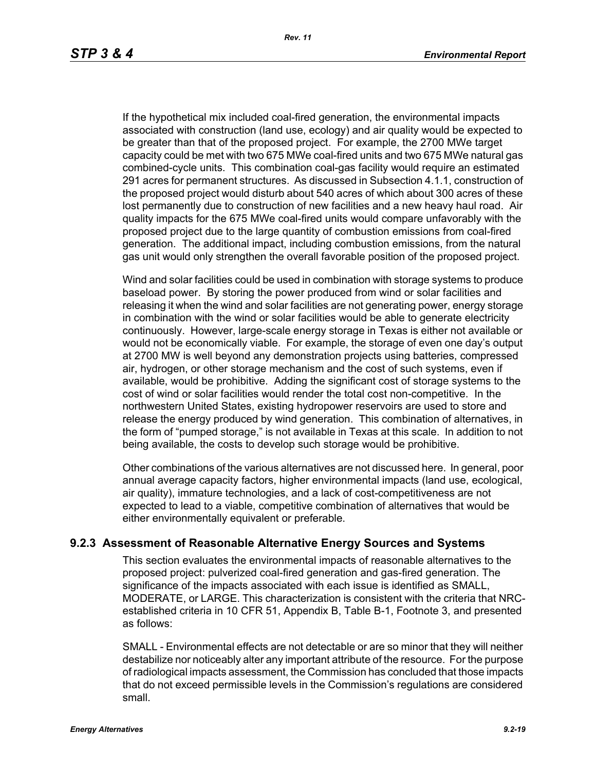If the hypothetical mix included coal-fired generation, the environmental impacts associated with construction (land use, ecology) and air quality would be expected to be greater than that of the proposed project. For example, the 2700 MWe target capacity could be met with two 675 MWe coal-fired units and two 675 MWe natural gas combined-cycle units. This combination coal-gas facility would require an estimated 291 acres for permanent structures. As discussed in Subsection 4.1.1, construction of the proposed project would disturb about 540 acres of which about 300 acres of these lost permanently due to construction of new facilities and a new heavy haul road. Air quality impacts for the 675 MWe coal-fired units would compare unfavorably with the proposed project due to the large quantity of combustion emissions from coal-fired generation. The additional impact, including combustion emissions, from the natural gas unit would only strengthen the overall favorable position of the proposed project.

Wind and solar facilities could be used in combination with storage systems to produce baseload power. By storing the power produced from wind or solar facilities and releasing it when the wind and solar facilities are not generating power, energy storage in combination with the wind or solar facilities would be able to generate electricity continuously. However, large-scale energy storage in Texas is either not available or would not be economically viable. For example, the storage of even one day's output at 2700 MW is well beyond any demonstration projects using batteries, compressed air, hydrogen, or other storage mechanism and the cost of such systems, even if available, would be prohibitive. Adding the significant cost of storage systems to the cost of wind or solar facilities would render the total cost non-competitive. In the northwestern United States, existing hydropower reservoirs are used to store and release the energy produced by wind generation. This combination of alternatives, in the form of "pumped storage," is not available in Texas at this scale. In addition to not being available, the costs to develop such storage would be prohibitive.

Other combinations of the various alternatives are not discussed here. In general, poor annual average capacity factors, higher environmental impacts (land use, ecological, air quality), immature technologies, and a lack of cost-competitiveness are not expected to lead to a viable, competitive combination of alternatives that would be either environmentally equivalent or preferable.

## 9.2.3 Assessment of Reasonable Alternative Energy Sources and Systems

This section evaluates the environmental impacts of reasonable alternatives to the proposed project: pulverized coal-fired generation and gas-fired generation. The significance of the impacts associated with each issue is identified as SMALL, MODERATE, or LARGE. This characterization is consistent with the criteria that NRC-established criteria in 10 CFR 51, Appendix B, Table B-1, Footnote 3, and presented as follows:

SMALL - Environmental effects are not detectable or are so minor that they will neither destabilize nor noticeably alter any important attribute of the resource. For the purpose of radiological impacts assessment, the Commission has concluded that those impacts that do not exceed permissible levels in the Commission's regulations are considered small.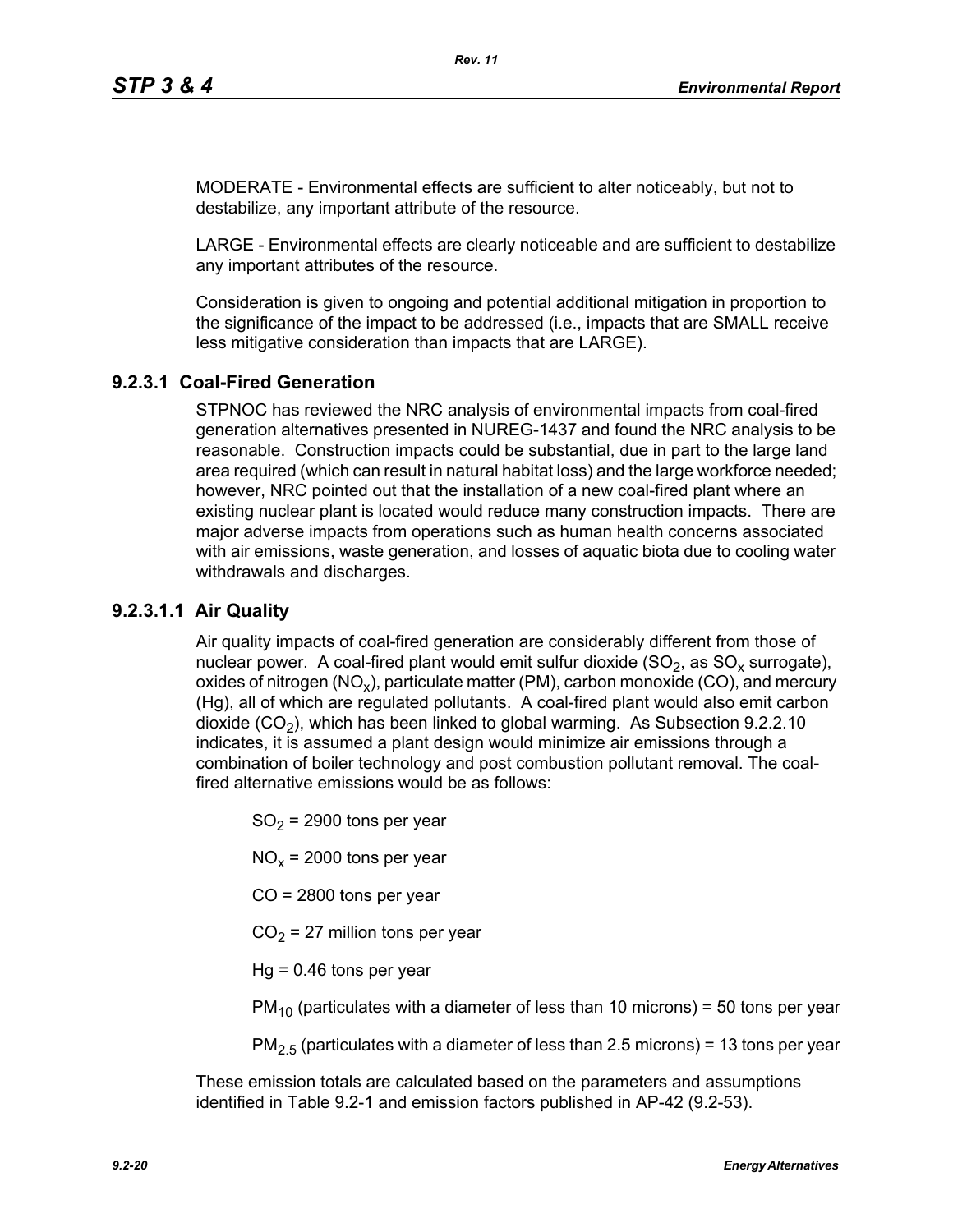MODERATE - Environmental effects are sufficient to alter noticeably, but not to destabilize, any important attribute of the resource.

LARGE - Environmental effects are clearly noticeable and are sufficient to destabilize any important attributes of the resource.

Consideration is given to ongoing and potential additional mitigation in proportion to the significance of the impact to be addressed (i.e., impacts that are SMALL receive less mitigative consideration than impacts that are LARGE).

### 9.2.3.1 Coal-Fired Generation

STPNOC has reviewed the NRC analysis of environmental impacts from coal-fired generation alternatives presented in NUREG-1437 and found the NRC analysis to be reasonable. Construction impacts could be substantial, due in part to the large land area required (which can result in natural habitat loss) and the large workforce needed; however, NRC pointed out that the installation of a new coal-fired plant where an existing nuclear plant is located would reduce many construction impacts. There are major adverse impacts from operations such as human health concerns associated with air emissions, waste generation, and losses of aquatic biota due to cooling water withdrawals and discharges.

#### 9.2.3.1.1 Air Quality

Air quality impacts of coal-fired generation are considerably different from those of nuclear power. A coal-fired plant would emit sulfur dioxide ($SO_2$, as $SO_x$ surrogate), oxides of nitrogen ($NO_x$), particulate matter (PM), carbon monoxide (CO), and mercury (Hg), all of which are regulated pollutants. A coal-fired plant would also emit carbon dioxide ($CO_2$), which has been linked to global warming. As Subsection 9.2.2.10 indicates, it is assumed a plant design would minimize air emissions through a combination of boiler technology and post combustion pollutant removal. The coal-fired alternative emissions would be as follows:

$SO_2$ = 2900 tons per year

$NO_x$ = 2000 tons per year

CO = 2800 tons per year

$CO_2$ = 27 million tons per year

Hg = 0.46 tons per year

$PM_{10}$ (particulates with a diameter of less than 10 microns) = 50 tons per year

$PM_{2.5}$ (particulates with a diameter of less than 2.5 microns) = 13 tons per year

These emission totals are calculated based on the parameters and assumptions identified in Table 9.2-1 and emission factors published in AP-42 (9.2-53).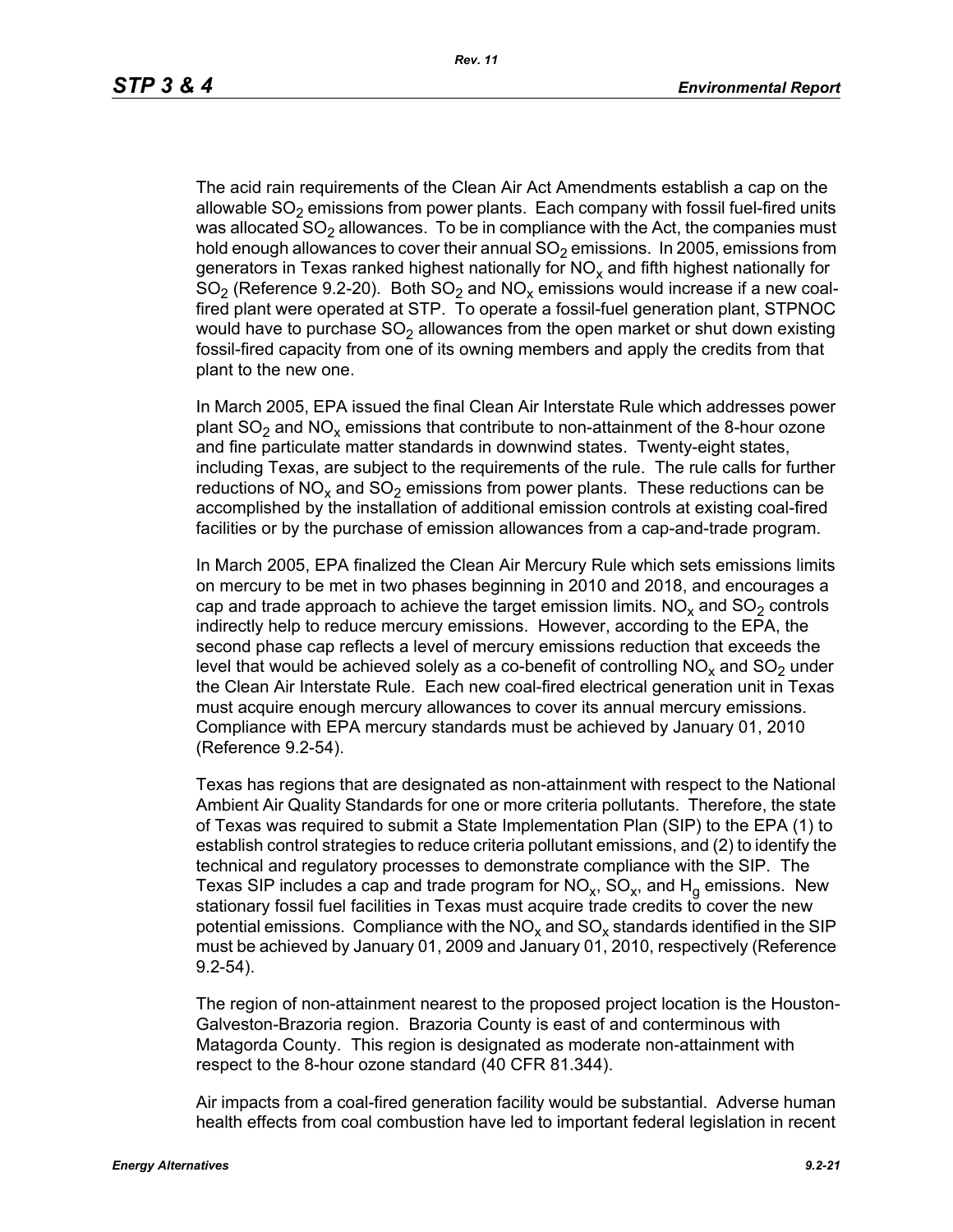The acid rain requirements of the Clean Air Act Amendments establish a cap on the allowable $SO_2$ emissions from power plants. Each company with fossil fuel-fired units was allocated $SO_2$ allowances. To be in compliance with the Act, the companies must hold enough allowances to cover their annual $SO_2$ emissions. In 2005, emissions from generators in Texas ranked highest nationally for $NO_x$ and fifth highest nationally for $SO_2$ (Reference 9.2-20). Both $SO_2$ and $NO_x$ emissions would increase if a new coal-fired plant were operated at STP. To operate a fossil-fuel generation plant, STPNOC would have to purchase $SO_2$ allowances from the open market or shut down existing fossil-fired capacity from one of its owning members and apply the credits from that plant to the new one.

In March 2005, EPA issued the final Clean Air Interstate Rule which addresses power plant $SO_2$ and $NO_x$ emissions that contribute to non-attainment of the 8-hour ozone and fine particulate matter standards in downwind states. Twenty-eight states, including Texas, are subject to the requirements of the rule. The rule calls for further reductions of $NO_x$ and $SO_2$ emissions from power plants. These reductions can be accomplished by the installation of additional emission controls at existing coal-fired facilities or by the purchase of emission allowances from a cap-and-trade program.

In March 2005, EPA finalized the Clean Air Mercury Rule which sets emissions limits on mercury to be met in two phases beginning in 2010 and 2018, and encourages a cap and trade approach to achieve the target emission limits. $NO_x$ and $SO_2$ controls indirectly help to reduce mercury emissions. However, according to the EPA, the second phase cap reflects a level of mercury emissions reduction that exceeds the level that would be achieved solely as a co-benefit of controlling $NO_x$ and $SO_2$ under the Clean Air Interstate Rule. Each new coal-fired electrical generation unit in Texas must acquire enough mercury allowances to cover its annual mercury emissions. Compliance with EPA mercury standards must be achieved by January 01, 2010 (Reference 9.2-54).

Texas has regions that are designated as non-attainment with respect to the National Ambient Air Quality Standards for one or more criteria pollutants. Therefore, the state of Texas was required to submit a State Implementation Plan (SIP) to the EPA (1) to establish control strategies to reduce criteria pollutant emissions, and (2) to identify the technical and regulatory processes to demonstrate compliance with the SIP. The Texas SIP includes a cap and trade program for $NO_x$, $SO_x$, and $H_g$ emissions. New stationary fossil fuel facilities in Texas must acquire trade credits to cover the new potential emissions. Compliance with the $NO_x$ and $SO_x$ standards identified in the SIP must be achieved by January 01, 2009 and January 01, 2010, respectively (Reference 9.2-54).

The region of non-attainment nearest to the proposed project location is the Houston-Galveston-Brazoria region. Brazoria County is east of and conterminous with Matagorda County. This region is designated as moderate non-attainment with respect to the 8-hour ozone standard (40 CFR 81.344).

Air impacts from a coal-fired generation facility would be substantial. Adverse human health effects from coal combustion have led to important federal legislation in recent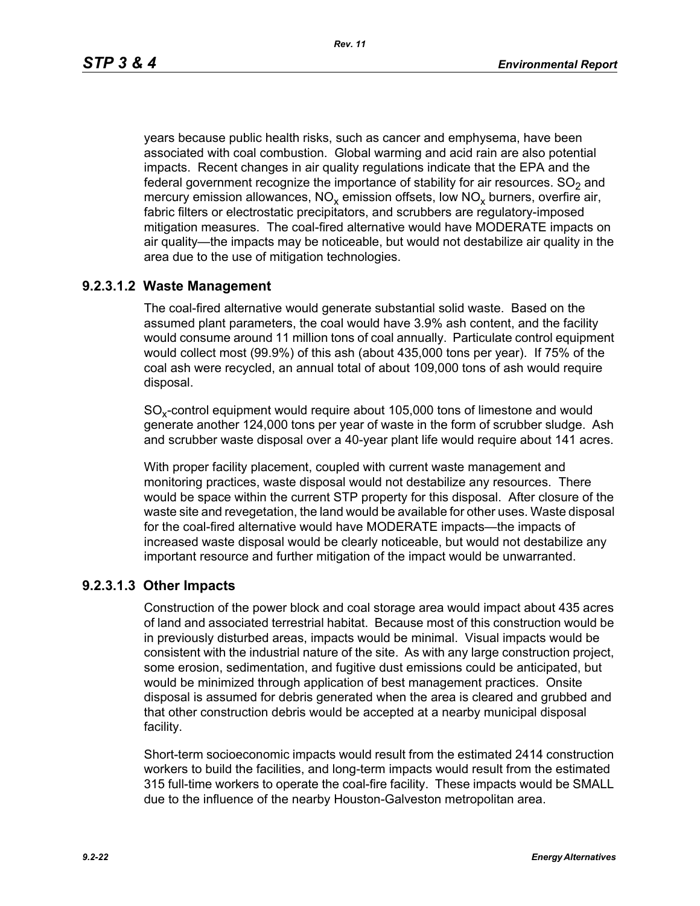years because public health risks, such as cancer and emphysema, have been associated with coal combustion. Global warming and acid rain are also potential impacts. Recent changes in air quality regulations indicate that the EPA and the federal government recognize the importance of stability for air resources. $SO_2$ and mercury emission allowances, $NO_x$ emission offsets, low $NO_x$ burners, overfire air, fabric filters or electrostatic precipitators, and scrubbers are regulatory-imposed mitigation measures. The coal-fired alternative would have MODERATE impacts on air quality—the impacts may be noticeable, but would not destabilize air quality in the area due to the use of mitigation technologies.

### 9.2.3.1.2 Waste Management

The coal-fired alternative would generate substantial solid waste. Based on the assumed plant parameters, the coal would have 3.9% ash content, and the facility would consume around 11 million tons of coal annually. Particulate control equipment would collect most (99.9%) of this ash (about 435,000 tons per year). If 75% of the coal ash were recycled, an annual total of about 109,000 tons of ash would require disposal.

$SO_x$-control equipment would require about 105,000 tons of limestone and would generate another 124,000 tons per year of waste in the form of scrubber sludge. Ash and scrubber waste disposal over a 40-year plant life would require about 141 acres.

With proper facility placement, coupled with current waste management and monitoring practices, waste disposal would not destabilize any resources. There would be space within the current STP property for this disposal. After closure of the waste site and revegetation, the land would be available for other uses. Waste disposal for the coal-fired alternative would have MODERATE impacts—the impacts of increased waste disposal would be clearly noticeable, but would not destabilize any important resource and further mitigation of the impact would be unwarranted.

### 9.2.3.1.3 Other Impacts

Construction of the power block and coal storage area would impact about 435 acres of land and associated terrestrial habitat. Because most of this construction would be in previously disturbed areas, impacts would be minimal. Visual impacts would be consistent with the industrial nature of the site. As with any large construction project, some erosion, sedimentation, and fugitive dust emissions could be anticipated, but would be minimized through application of best management practices. Onsite disposal is assumed for debris generated when the area is cleared and grubbed and that other construction debris would be accepted at a nearby municipal disposal facility.

Short-term socioeconomic impacts would result from the estimated 2414 construction workers to build the facilities, and long-term impacts would result from the estimated 315 full-time workers to operate the coal-fire facility. These impacts would be SMALL due to the influence of the nearby Houston-Galveston metropolitan area.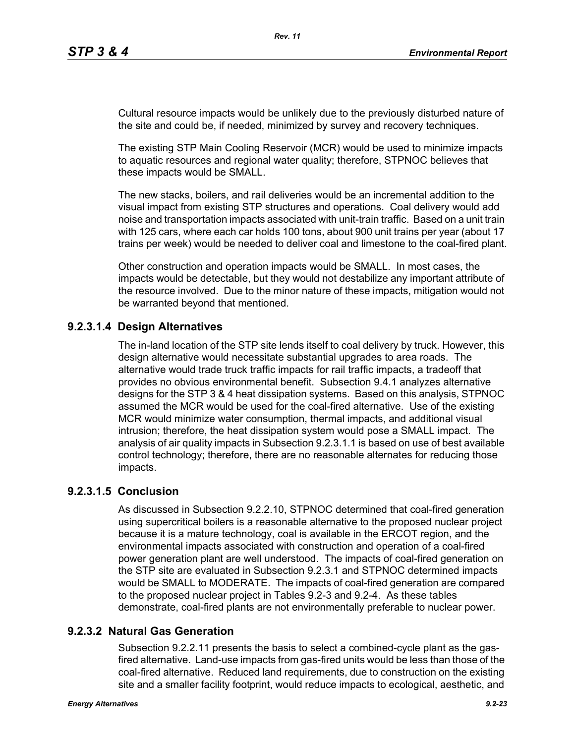Cultural resource impacts would be unlikely due to the previously disturbed nature of the site and could be, if needed, minimized by survey and recovery techniques.

The existing STP Main Cooling Reservoir (MCR) would be used to minimize impacts to aquatic resources and regional water quality; therefore, STPNOC believes that these impacts would be SMALL.

The new stacks, boilers, and rail deliveries would be an incremental addition to the visual impact from existing STP structures and operations. Coal delivery would add noise and transportation impacts associated with unit-train traffic. Based on a unit train with 125 cars, where each car holds 100 tons, about 900 unit trains per year (about 17 trains per week) would be needed to deliver coal and limestone to the coal-fired plant.

Other construction and operation impacts would be SMALL. In most cases, the impacts would be detectable, but they would not destabilize any important attribute of the resource involved. Due to the minor nature of these impacts, mitigation would not be warranted beyond that mentioned.

### 9.2.3.1.4 Design Alternatives

The in-land location of the STP site lends itself to coal delivery by truck. However, this design alternative would necessitate substantial upgrades to area roads. The alternative would trade truck traffic impacts for rail traffic impacts, a tradeoff that provides no obvious environmental benefit. Subsection 9.4.1 analyzes alternative designs for the STP 3 & 4 heat dissipation systems. Based on this analysis, STPNOC assumed the MCR would be used for the coal-fired alternative. Use of the existing MCR would minimize water consumption, thermal impacts, and additional visual intrusion; therefore, the heat dissipation system would pose a SMALL impact. The analysis of air quality impacts in Subsection 9.2.3.1.1 is based on use of best available control technology; therefore, there are no reasonable alternates for reducing those impacts.

### 9.2.3.1.5 Conclusion

As discussed in Subsection 9.2.2.10, STPNOC determined that coal-fired generation using supercritical boilers is a reasonable alternative to the proposed nuclear project because it is a mature technology, coal is available in the ERCOT region, and the environmental impacts associated with construction and operation of a coal-fired power generation plant are well understood. The impacts of coal-fired generation on the STP site are evaluated in Subsection 9.2.3.1 and STPNOC determined impacts would be SMALL to MODERATE. The impacts of coal-fired generation are compared to the proposed nuclear project in Tables 9.2-3 and 9.2-4. As these tables demonstrate, coal-fired plants are not environmentally preferable to nuclear power.

## 9.2.3.2 Natural Gas Generation

Subsection 9.2.2.11 presents the basis to select a combined-cycle plant as the gas-fired alternative. Land-use impacts from gas-fired units would be less than those of the coal-fired alternative. Reduced land requirements, due to construction on the existing site and a smaller facility footprint, would reduce impacts to ecological, aesthetic, and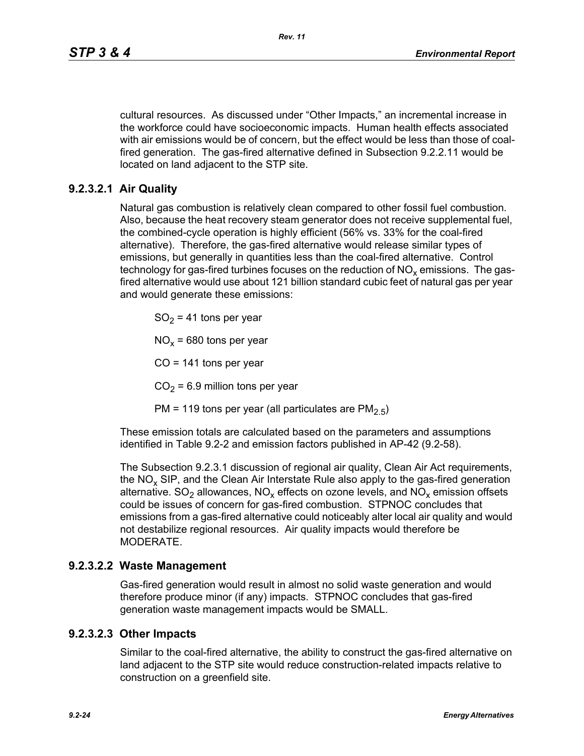cultural resources. As discussed under "Other Impacts," an incremental increase in the workforce could have socioeconomic impacts. Human health effects associated with air emissions would be of concern, but the effect would be less than those of coal-fired generation. The gas-fired alternative defined in Subsection 9.2.2.11 would be located on land adjacent to the STP site.

### 9.2.3.2.1 Air Quality

Natural gas combustion is relatively clean compared to other fossil fuel combustion. Also, because the heat recovery steam generator does not receive supplemental fuel, the combined-cycle operation is highly efficient (56% vs. 33% for the coal-fired alternative). Therefore, the gas-fired alternative would release similar types of emissions, but generally in quantities less than the coal-fired alternative. Control technology for gas-fired turbines focuses on the reduction of $NO_x$ emissions. The gas-fired alternative would use about 121 billion standard cubic feet of natural gas per year and would generate these emissions:

$SO_2$ = 41 tons per year

$NO_x$ = 680 tons per year

CO = 141 tons per year

$CO_2$ = 6.9 million tons per year

PM = 119 tons per year (all particulates are $PM_{2.5}$)

These emission totals are calculated based on the parameters and assumptions identified in Table 9.2-2 and emission factors published in AP-42 (9.2-58).

The Subsection 9.2.3.1 discussion of regional air quality, Clean Air Act requirements, the $NO_x$ SIP, and the Clean Air Interstate Rule also apply to the gas-fired generation alternative. $SO_2$ allowances, $NO_x$ effects on ozone levels, and $NO_x$ emission offsets could be issues of concern for gas-fired combustion. STPNOC concludes that emissions from a gas-fired alternative could noticeably alter local air quality and would not destabilize regional resources. Air quality impacts would therefore be MODERATE.

### 9.2.3.2.2 Waste Management

Gas-fired generation would result in almost no solid waste generation and would therefore produce minor (if any) impacts. STPNOC concludes that gas-fired generation waste management impacts would be SMALL.

### 9.2.3.2.3 Other Impacts

Similar to the coal-fired alternative, the ability to construct the gas-fired alternative on land adjacent to the STP site would reduce construction-related impacts relative to construction on a greenfield site.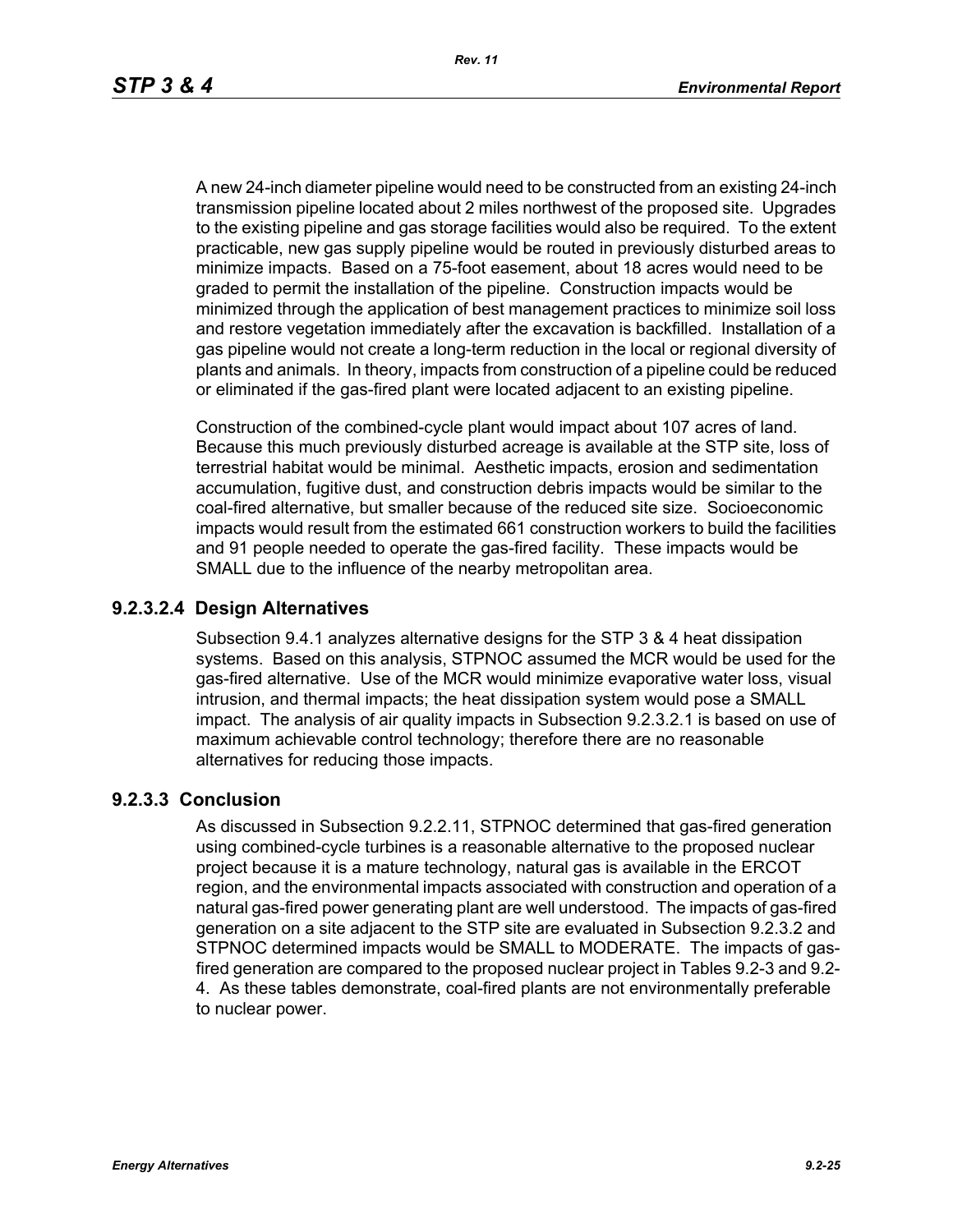A new 24-inch diameter pipeline would need to be constructed from an existing 24-inch transmission pipeline located about 2 miles northwest of the proposed site. Upgrades to the existing pipeline and gas storage facilities would also be required. To the extent practicable, new gas supply pipeline would be routed in previously disturbed areas to minimize impacts. Based on a 75-foot easement, about 18 acres would need to be graded to permit the installation of the pipeline. Construction impacts would be minimized through the application of best management practices to minimize soil loss and restore vegetation immediately after the excavation is backfilled. Installation of a gas pipeline would not create a long-term reduction in the local or regional diversity of plants and animals. In theory, impacts from construction of a pipeline could be reduced or eliminated if the gas-fired plant were located adjacent to an existing pipeline.

Construction of the combined-cycle plant would impact about 107 acres of land. Because this much previously disturbed acreage is available at the STP site, loss of terrestrial habitat would be minimal. Aesthetic impacts, erosion and sedimentation accumulation, fugitive dust, and construction debris impacts would be similar to the coal-fired alternative, but smaller because of the reduced site size. Socioeconomic impacts would result from the estimated 661 construction workers to build the facilities and 91 people needed to operate the gas-fired facility. These impacts would be SMALL due to the influence of the nearby metropolitan area.

#### 9.2.3.2.4 Design Alternatives

Subsection 9.4.1 analyzes alternative designs for the STP 3 & 4 heat dissipation systems. Based on this analysis, STPNOC assumed the MCR would be used for the gas-fired alternative. Use of the MCR would minimize evaporative water loss, visual intrusion, and thermal impacts; the heat dissipation system would pose a SMALL impact. The analysis of air quality impacts in Subsection 9.2.3.2.1 is based on use of maximum achievable control technology; therefore there are no reasonable alternatives for reducing those impacts.

### 9.2.3.3 Conclusion

As discussed in Subsection 9.2.2.11, STPNOC determined that gas-fired generation using combined-cycle turbines is a reasonable alternative to the proposed nuclear project because it is a mature technology, natural gas is available in the ERCOT region, and the environmental impacts associated with construction and operation of a natural gas-fired power generating plant are well understood. The impacts of gas-fired generation on a site adjacent to the STP site are evaluated in Subsection 9.2.3.2 and STPNOC determined impacts would be SMALL to MODERATE. The impacts of gas-fired generation are compared to the proposed nuclear project in Tables 9.2-3 and 9.2-4. As these tables demonstrate, coal-fired plants are not environmentally preferable to nuclear power.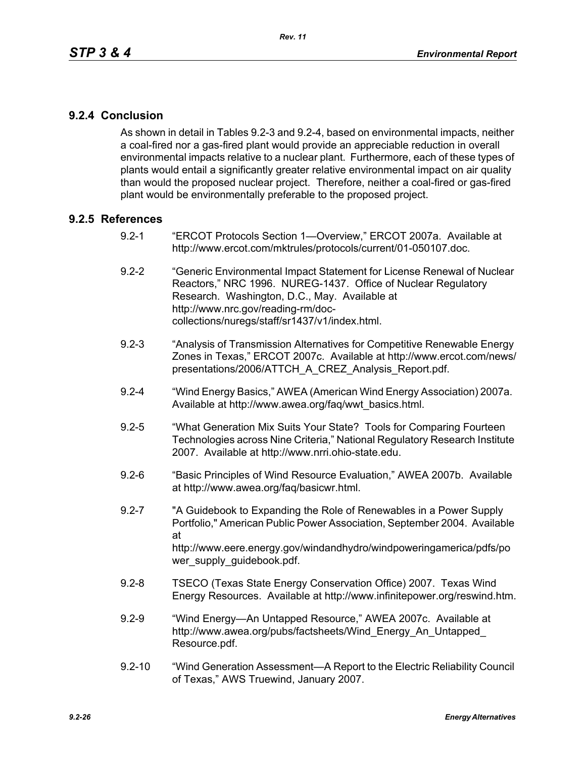### 9.2.4 Conclusion

As shown in detail in Tables 9.2-3 and 9.2-4, based on environmental impacts, neither a coal-fired nor a gas-fired plant would provide an appreciable reduction in overall environmental impacts relative to a nuclear plant. Furthermore, each of these types of plants would entail a significantly greater relative environmental impact on air quality than would the proposed nuclear project. Therefore, neither a coal-fired or gas-fired plant would be environmentally preferable to the proposed project.

### 9.2.5 References

9.2-1 "ERCOT Protocols Section 1—Overview," ERCOT 2007a. Available at http://www.ercot.com/mktrules/protocols/current/01-050107.doc.

9.2-2 "Generic Environmental Impact Statement for License Renewal of Nuclear Reactors," NRC 1996. NUREG-1437. Office of Nuclear Regulatory Research. Washington, D.C., May. Available at http://www.nrc.gov/reading-rm/doc-collections/nuregs/staff/sr1437/v1/index.html.

9.2-3 "Analysis of Transmission Alternatives for Competitive Renewable Energy Zones in Texas," ERCOT 2007c. Available at http://www.ercot.com/news/presentations/2006/ATTCH_A_CREZ_Analysis_Report.pdf.

9.2-4 "Wind Energy Basics," AWEA (American Wind Energy Association) 2007a. Available at http://www.awea.org/faq/wwt_basics.html.

9.2-5 "What Generation Mix Suits Your State? Tools for Comparing Fourteen Technologies across Nine Criteria," National Regulatory Research Institute 2007. Available at http://www.nrri.ohio-state.edu.

9.2-6 "Basic Principles of Wind Resource Evaluation," AWEA 2007b. Available at http://www.awea.org/faq/basicwr.html.

9.2-7 "A Guidebook to Expanding the Role of Renewables in a Power Supply Portfolio," American Public Power Association, September 2004. Available at http://www.eere.energy.gov/windandhydro/windpoweringamerica/pdfs/power_supply_guidebook.pdf.

9.2-8 TSECO (Texas State Energy Conservation Office) 2007. Texas Wind Energy Resources. Available at http://www.infinitepower.org/reswind.htm.

9.2-9 "Wind Energy—An Untapped Resource," AWEA 2007c. Available at http://www.awea.org/pubs/factsheets/Wind_Energy_An_Untapped_Resource.pdf.

9.2-10 "Wind Generation Assessment—A Report to the Electric Reliability Council of Texas," AWS Truewind, January 2007.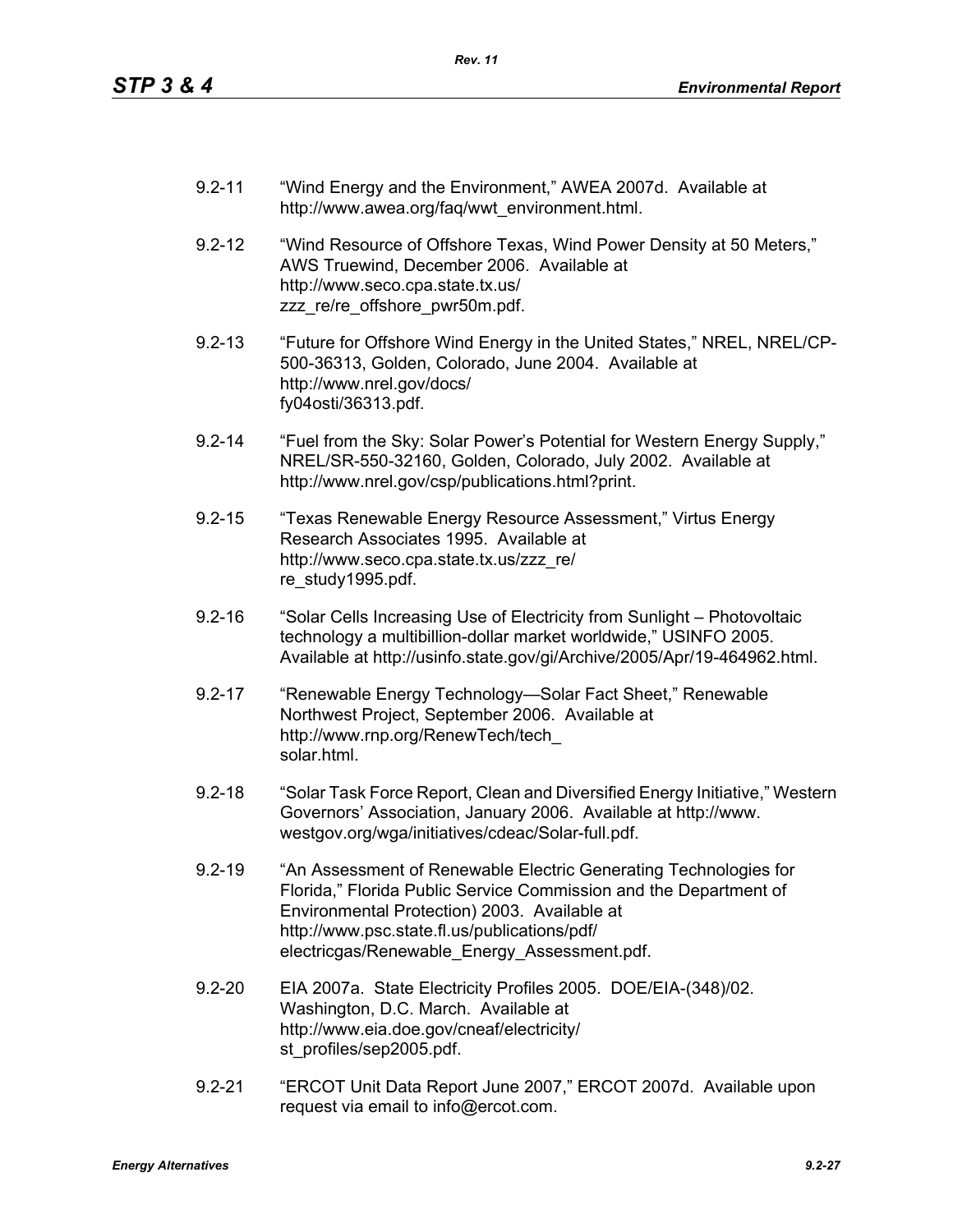9.2-11 "Wind Energy and the Environment," AWEA 2007d. Available at http://www.awea.org/faq/wwt_environment.html.

9.2-12 "Wind Resource of Offshore Texas, Wind Power Density at 50 Meters," AWS Truewind, December 2006. Available at http://www.seco.cpa.state.tx.us/zzz_re/re_offshore_pwr50m.pdf.

9.2-13 "Future for Offshore Wind Energy in the United States," NREL, NREL/CP-500-36313, Golden, Colorado, June 2004. Available at http://www.nrel.gov/docs/fy04osti/36313.pdf.

9.2-14 "Fuel from the Sky: Solar Power's Potential for Western Energy Supply," NREL/SR-550-32160, Golden, Colorado, July 2002. Available at http://www.nrel.gov/csp/publications.html?print.

9.2-15 "Texas Renewable Energy Resource Assessment," Virtus Energy Research Associates 1995. Available at http://www.seco.cpa.state.tx.us/zzz_re/re_study1995.pdf.

9.2-16 "Solar Cells Increasing Use of Electricity from Sunlight – Photovoltaic technology a multibillion-dollar market worldwide," USINFO 2005. Available at http://usinfo.state.gov/gi/Archive/2005/Apr/19-464962.html.

9.2-17 "Renewable Energy Technology—Solar Fact Sheet," Renewable Northwest Project, September 2006. Available at http://www.rnp.org/RenewTech/tech_solar.html.

9.2-18 "Solar Task Force Report, Clean and Diversified Energy Initiative," Western Governors' Association, January 2006. Available at http://www.westgov.org/wga/initiatives/cdeac/Solar-full.pdf.

9.2-19 "An Assessment of Renewable Electric Generating Technologies for Florida," Florida Public Service Commission and the Department of Environmental Protection) 2003. Available at http://www.psc.state.fl.us/publications/pdf/electricgas/Renewable_Energy_Assessment.pdf.

9.2-20 EIA 2007a. State Electricity Profiles 2005. DOE/EIA-(348)/02. Washington, D.C. March. Available at http://www.eia.doe.gov/cneaf/electricity/st_profiles/sep2005.pdf.

9.2-21 "ERCOT Unit Data Report June 2007," ERCOT 2007d. Available upon request via email to info@ercot.com.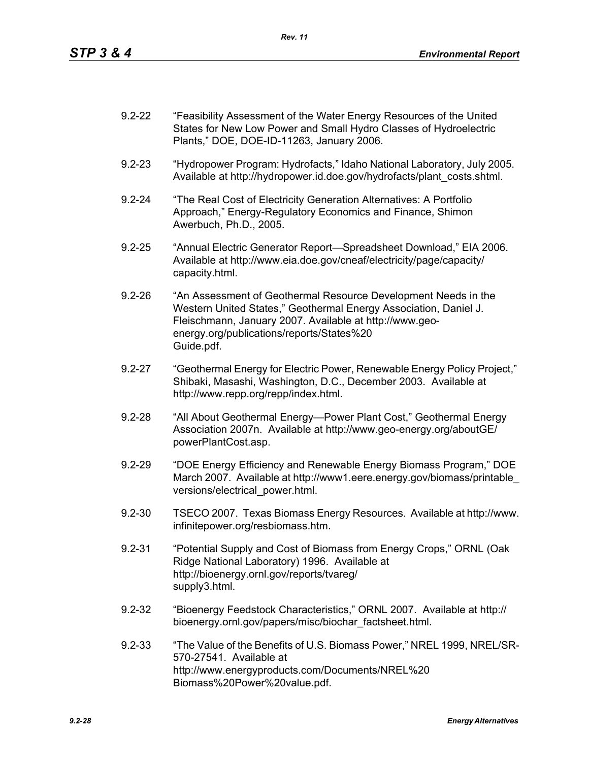9.2-22 "Feasibility Assessment of the Water Energy Resources of the United States for New Low Power and Small Hydro Classes of Hydroelectric Plants," DOE, DOE-ID-11263, January 2006.

9.2-23 "Hydropower Program: Hydrofacts," Idaho National Laboratory, July 2005. Available at http://hydropower.id.doe.gov/hydrofacts/plant_costs.shtml.

9.2-24 "The Real Cost of Electricity Generation Alternatives: A Portfolio Approach," Energy-Regulatory Economics and Finance, Shimon Awerbuch, Ph.D., 2005.

9.2-25 "Annual Electric Generator Report—Spreadsheet Download," EIA 2006. Available at http://www.eia.doe.gov/cneaf/electricity/page/capacity/capacity.html.

9.2-26 "An Assessment of Geothermal Resource Development Needs in the Western United States," Geothermal Energy Association, Daniel J. Fleischmann, January 2007. Available at http://www.geo-energy.org/publications/reports/States%20Guide.pdf.

9.2-27 "Geothermal Energy for Electric Power, Renewable Energy Policy Project," Shibaki, Masashi, Washington, D.C., December 2003. Available at http://www.repp.org/repp/index.html.

9.2-28 "All About Geothermal Energy—Power Plant Cost," Geothermal Energy Association 2007n. Available at http://www.geo-energy.org/aboutGE/powerPlantCost.asp.

9.2-29 "DOE Energy Efficiency and Renewable Energy Biomass Program," DOE March 2007. Available at http://www1.eere.energy.gov/biomass/printable_versions/electrical_power.html.

9.2-30 TSECO 2007. Texas Biomass Energy Resources. Available at http://www.infinitepower.org/resbiomass.htm.

9.2-31 "Potential Supply and Cost of Biomass from Energy Crops," ORNL (Oak Ridge National Laboratory) 1996. Available at http://bioenergy.ornl.gov/reports/tvareg/supply3.html.

9.2-32 "Bioenergy Feedstock Characteristics," ORNL 2007. Available at http://bioenergy.ornl.gov/papers/misc/biochar_factsheet.html.

9.2-33 "The Value of the Benefits of U.S. Biomass Power," NREL 1999, NREL/SR-570-27541. Available at http://www.energyproducts.com/Documents/NREL%20Biomass%20Power%20value.pdf.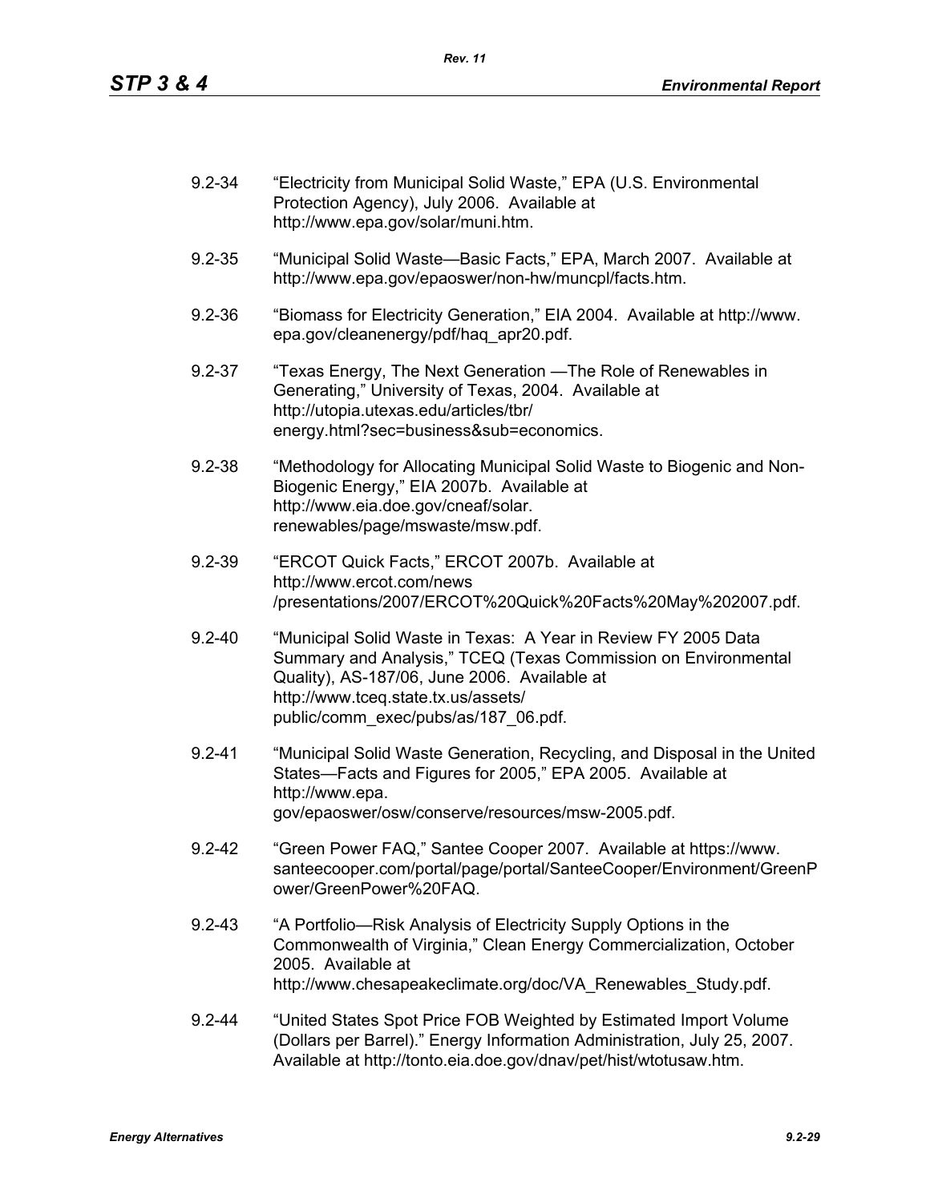9.2-34 "Electricity from Municipal Solid Waste," EPA (U.S. Environmental Protection Agency), July 2006. Available at http://www.epa.gov/solar/muni.htm.

9.2-35 "Municipal Solid Waste—Basic Facts," EPA, March 2007. Available at http://www.epa.gov/epaoswer/non-hw/muncpl/facts.htm.

9.2-36 "Biomass for Electricity Generation," EIA 2004. Available at http://www.epa.gov/cleanenergy/pdf/haq_apr20.pdf.

9.2-37 "Texas Energy, The Next Generation —The Role of Renewables in Generating," University of Texas, 2004. Available at http://utopia.utexas.edu/articles/tbr/energy.html?sec=business&sub=economics.

9.2-38 "Methodology for Allocating Municipal Solid Waste to Biogenic and Non-Biogenic Energy," EIA 2007b. Available at http://www.eia.doe.gov/cneaf/solar.renewables/page/mswaste/msw.pdf.

9.2-39 "ERCOT Quick Facts," ERCOT 2007b. Available at http://www.ercot.com/news/presentations/2007/ERCOT%20Quick%20Facts%20May%202007.pdf.

9.2-40 "Municipal Solid Waste in Texas: A Year in Review FY 2005 Data Summary and Analysis," TCEQ (Texas Commission on Environmental Quality), AS-187/06, June 2006. Available at http://www.tceq.state.tx.us/assets/public/comm_exec/pubs/as/187_06.pdf.

9.2-41 "Municipal Solid Waste Generation, Recycling, and Disposal in the United States—Facts and Figures for 2005," EPA 2005. Available at http://www.epa.gov/epaoswer/osw/conserve/resources/msw-2005.pdf.

9.2-42 "Green Power FAQ," Santee Cooper 2007. Available at https://www.santeecooper.com/portal/page/portal/SanteeCooper/Environment/GreenPower/GreenPower%20FAQ.

9.2-43 "A Portfolio—Risk Analysis of Electricity Supply Options in the Commonwealth of Virginia," Clean Energy Commercialization, October 2005. Available at http://www.chesapeakeclimate.org/doc/VA_Renewables_Study.pdf.

9.2-44 "United States Spot Price FOB Weighted by Estimated Import Volume (Dollars per Barrel)." Energy Information Administration, July 25, 2007. Available at http://tonto.eia.doe.gov/dnav/pet/hist/wtotusaw.htm.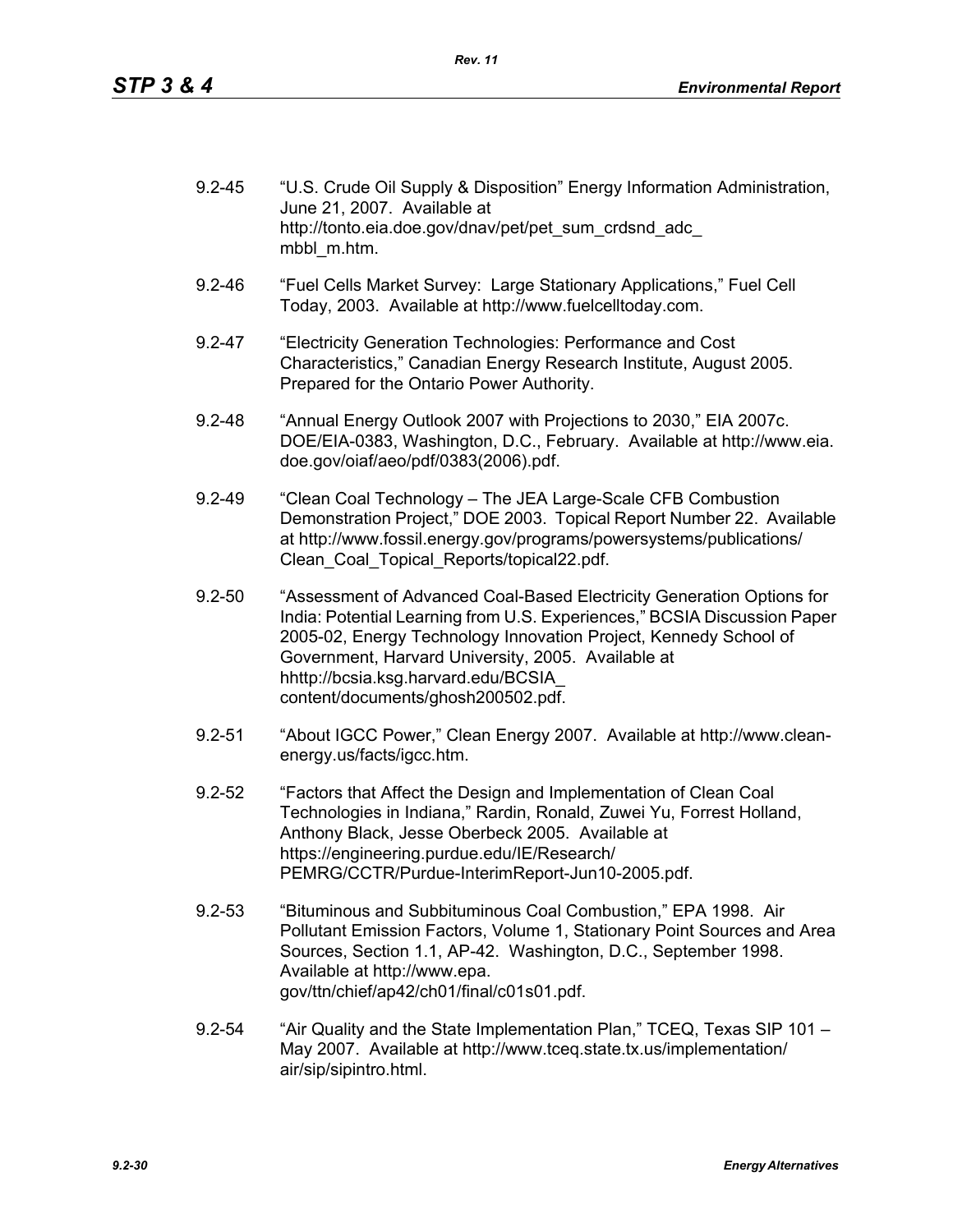9.2-45 "U.S. Crude Oil Supply & Disposition" Energy Information Administration, June 21, 2007. Available at http://tonto.eia.doe.gov/dnav/pet/pet_sum_crdsnd_adc_mbbl_m.htm.

9.2-46 "Fuel Cells Market Survey: Large Stationary Applications," Fuel Cell Today, 2003. Available at http://www.fuelcelltoday.com.

9.2-47 "Electricity Generation Technologies: Performance and Cost Characteristics," Canadian Energy Research Institute, August 2005. Prepared for the Ontario Power Authority.

9.2-48 "Annual Energy Outlook 2007 with Projections to 2030," EIA 2007c. DOE/EIA-0383, Washington, D.C., February. Available at http://www.eia.doe.gov/oiaf/aeo/pdf/0383(2006).pdf.

9.2-49 "Clean Coal Technology – The JEA Large-Scale CFB Combustion Demonstration Project," DOE 2003. Topical Report Number 22. Available at http://www.fossil.energy.gov/programs/powersystems/publications/Clean_Coal_Topical_Reports/topical22.pdf.

9.2-50 "Assessment of Advanced Coal-Based Electricity Generation Options for India: Potential Learning from U.S. Experiences," BCSIA Discussion Paper 2005-02, Energy Technology Innovation Project, Kennedy School of Government, Harvard University, 2005. Available at hhttp://bcsia.ksg.harvard.edu/BCSIA_content/documents/ghosh200502.pdf.

9.2-51 "About IGCC Power," Clean Energy 2007. Available at http://www.clean-energy.us/facts/igcc.htm.

9.2-52 "Factors that Affect the Design and Implementation of Clean Coal Technologies in Indiana," Rardin, Ronald, Zuwei Yu, Forrest Holland, Anthony Black, Jesse Oberbeck 2005. Available at https://engineering.purdue.edu/IE/Research/PEMRG/CCTR/Purdue-InterimReport-Jun10-2005.pdf.

9.2-53 "Bituminous and Subbituminous Coal Combustion," EPA 1998. Air Pollutant Emission Factors, Volume 1, Stationary Point Sources and Area Sources, Section 1.1, AP-42. Washington, D.C., September 1998. Available at http://www.epa.gov/ttn/chief/ap42/ch01/final/c01s01.pdf.

9.2-54 "Air Quality and the State Implementation Plan," TCEQ, Texas SIP 101 – May 2007. Available at http://www.tceq.state.tx.us/implementation/air/sip/sipintro.html.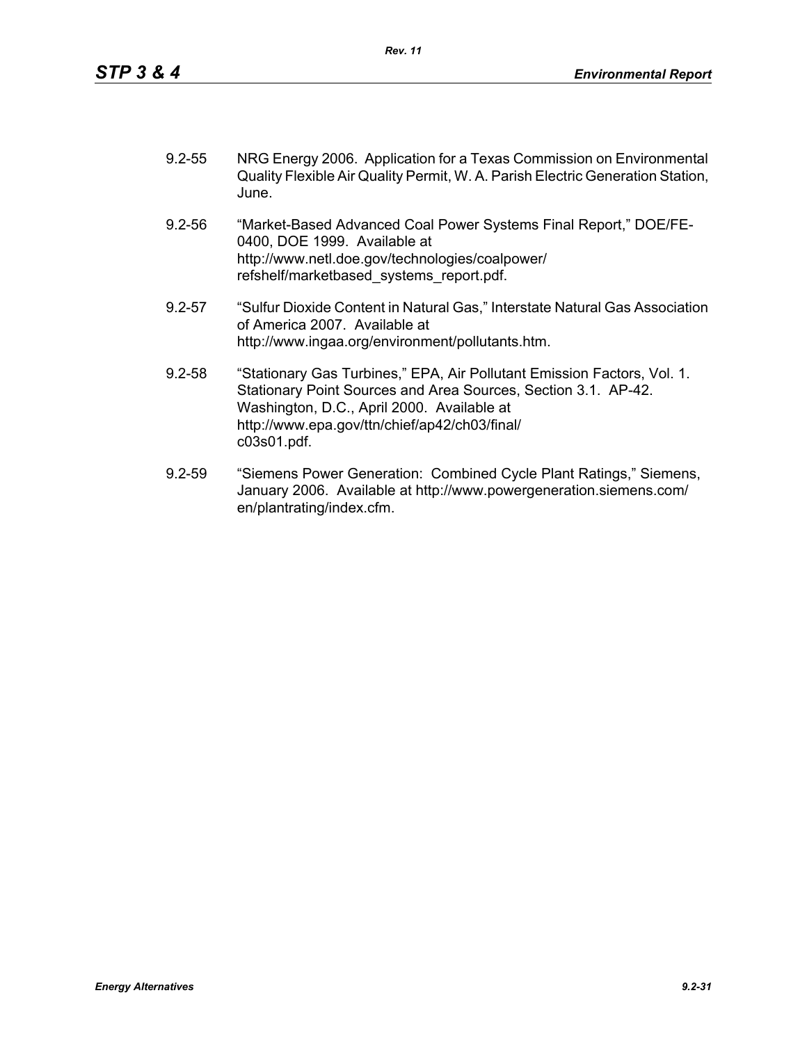9.2-55 NRG Energy 2006. Application for a Texas Commission on Environmental Quality Flexible Air Quality Permit, W. A. Parish Electric Generation Station, June.

9.2-56 "Market-Based Advanced Coal Power Systems Final Report," DOE/FE-0400, DOE 1999. Available at http://www.netl.doe.gov/technologies/coalpower/refshelf/marketbased_systems_report.pdf.

9.2-57 "Sulfur Dioxide Content in Natural Gas," Interstate Natural Gas Association of America 2007. Available at http://www.ingaa.org/environment/pollutants.htm.

9.2-58 "Stationary Gas Turbines," EPA, Air Pollutant Emission Factors, Vol. 1. Stationary Point Sources and Area Sources, Section 3.1. AP-42. Washington, D.C., April 2000. Available at http://www.epa.gov/ttn/chief/ap42/ch03/final/c03s01.pdf.

9.2-59 "Siemens Power Generation: Combined Cycle Plant Ratings," Siemens, January 2006. Available at http://www.powergeneration.siemens.com/en/plantrating/index.cfm.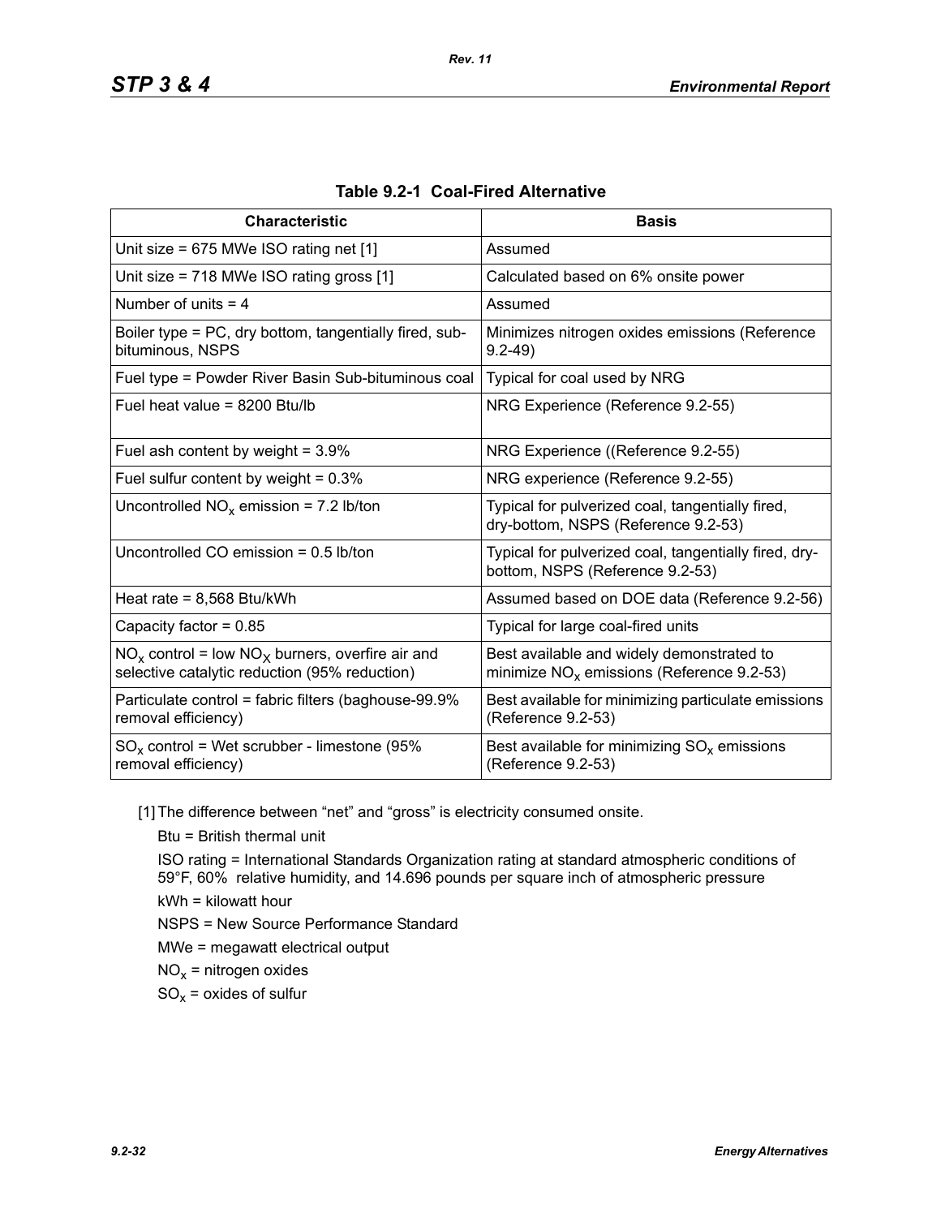**Table 9.2-1 Coal-Fired Alternative**

| Characteristic | Basis |
|---|---|
| Unit size = 675 MWe ISO rating net [1] | Assumed |
| Unit size = 718 MWe ISO rating gross [1] | Calculated based on 6% onsite power |
| Number of units = 4 | Assumed |
| Boiler type = PC, dry bottom, tangentially fired, sub-bituminous, NSPS | Minimizes nitrogen oxides emissions (Reference 9.2-49) |
| Fuel type = Powder River Basin Sub-bituminous coal | Typical for coal used by NRG |
| Fuel heat value = 8200 Btu/lb | NRG Experience (Reference 9.2-55) |
| Fuel ash content by weight = 3.9% | NRG Experience ((Reference 9.2-55) |
| Fuel sulfur content by weight = 0.3% | NRG experience (Reference 9.2-55) |
| Uncontrolled $NO_x$ emission = 7.2 lb/ton | Typical for pulverized coal, tangentially fired, dry-bottom, NSPS (Reference 9.2-53) |
| Uncontrolled CO emission = 0.5 lb/ton | Typical for pulverized coal, tangentially fired, dry-bottom, NSPS (Reference 9.2-53) |
| Heat rate = 8,568 Btu/kWh | Assumed based on DOE data (Reference 9.2-56) |
| Capacity factor = 0.85 | Typical for large coal-fired units |
| $NO_x$ control = low $NO_X$ burners, overfire air and selective catalytic reduction (95% reduction) | Best available and widely demonstrated to minimize $NO_x$ emissions (Reference 9.2-53) |
| Particulate control = fabric filters (baghouse-99.9% removal efficiency) | Best available for minimizing particulate emissions (Reference 9.2-53) |
| $SO_x$ control = Wet scrubber - limestone (95% removal efficiency) | Best available for minimizing $SO_x$ emissions (Reference 9.2-53) |

[1] The difference between "net" and "gross" is electricity consumed onsite.

Btu = British thermal unit

ISO rating = International Standards Organization rating at standard atmospheric conditions of 59°F, 60% relative humidity, and 14.696 pounds per square inch of atmospheric pressure

kWh = kilowatt hour

NSPS = New Source Performance Standard

MWe = megawatt electrical output

$NO_x$ = nitrogen oxides

$SO_x$ = oxides of sulfur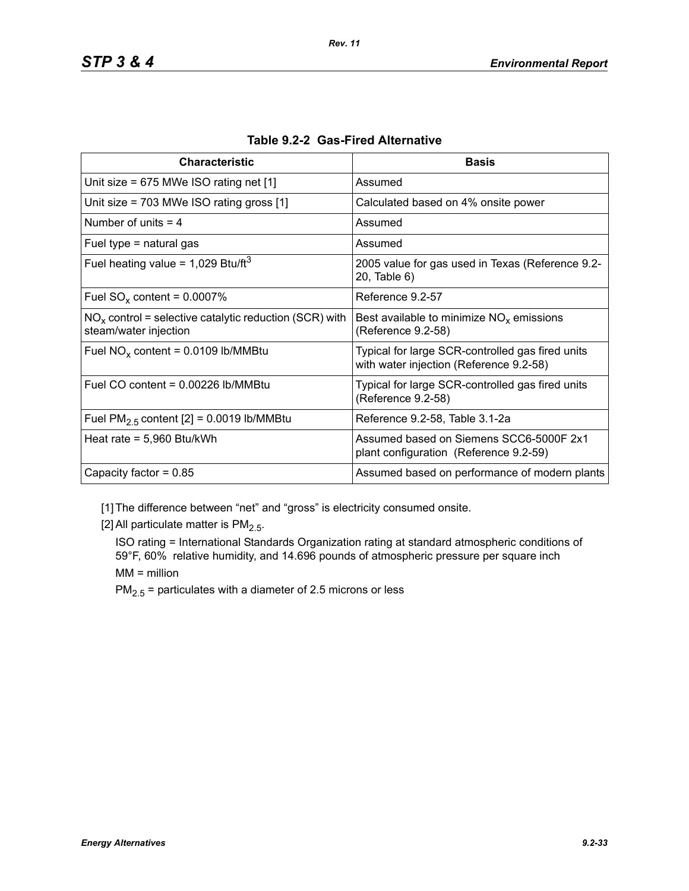**Table 9.2-2 Gas-Fired Alternative**

| Characteristic | Basis |
|---|---|
| Unit size = 675 MWe ISO rating net [1] | Assumed |
| Unit size = 703 MWe ISO rating gross [1] | Calculated based on 4% onsite power |
| Number of units = 4 | Assumed |
| Fuel type = natural gas | Assumed |
| Fuel heating value = 1,029 Btu/ft$^3$ | 2005 value for gas used in Texas (Reference 9.2-20, Table 6) |
| Fuel $SO_x$ content = 0.0007% | Reference 9.2-57 |
| $NO_x$ control = selective catalytic reduction (SCR) with steam/water injection | Best available to minimize $NO_x$ emissions (Reference 9.2-58) |
| Fuel $NO_x$ content = 0.0109 lb/MMBtu | Typical for large SCR-controlled gas fired units with water injection (Reference 9.2-58) |
| Fuel CO content = 0.00226 lb/MMBtu | Typical for large SCR-controlled gas fired units (Reference 9.2-58) |
| Fuel $PM_{2.5}$ content [2] = 0.0019 lb/MMBtu | Reference 9.2-58, Table 3.1-2a |
| Heat rate = 5,960 Btu/kWh | Assumed based on Siemens SCC6-5000F 2x1 plant configuration (Reference 9.2-59) |
| Capacity factor = 0.85 | Assumed based on performance of modern plants |

[1] The difference between "net" and "gross" is electricity consumed onsite.

[2] All particulate matter is $PM_{2.5}$.

ISO rating = International Standards Organization rating at standard atmospheric conditions of 59°F, 60% relative humidity, and 14.696 pounds of atmospheric pressure per square inch

MM = million

$PM_{2.5}$ = particulates with a diameter of 2.5 microns or less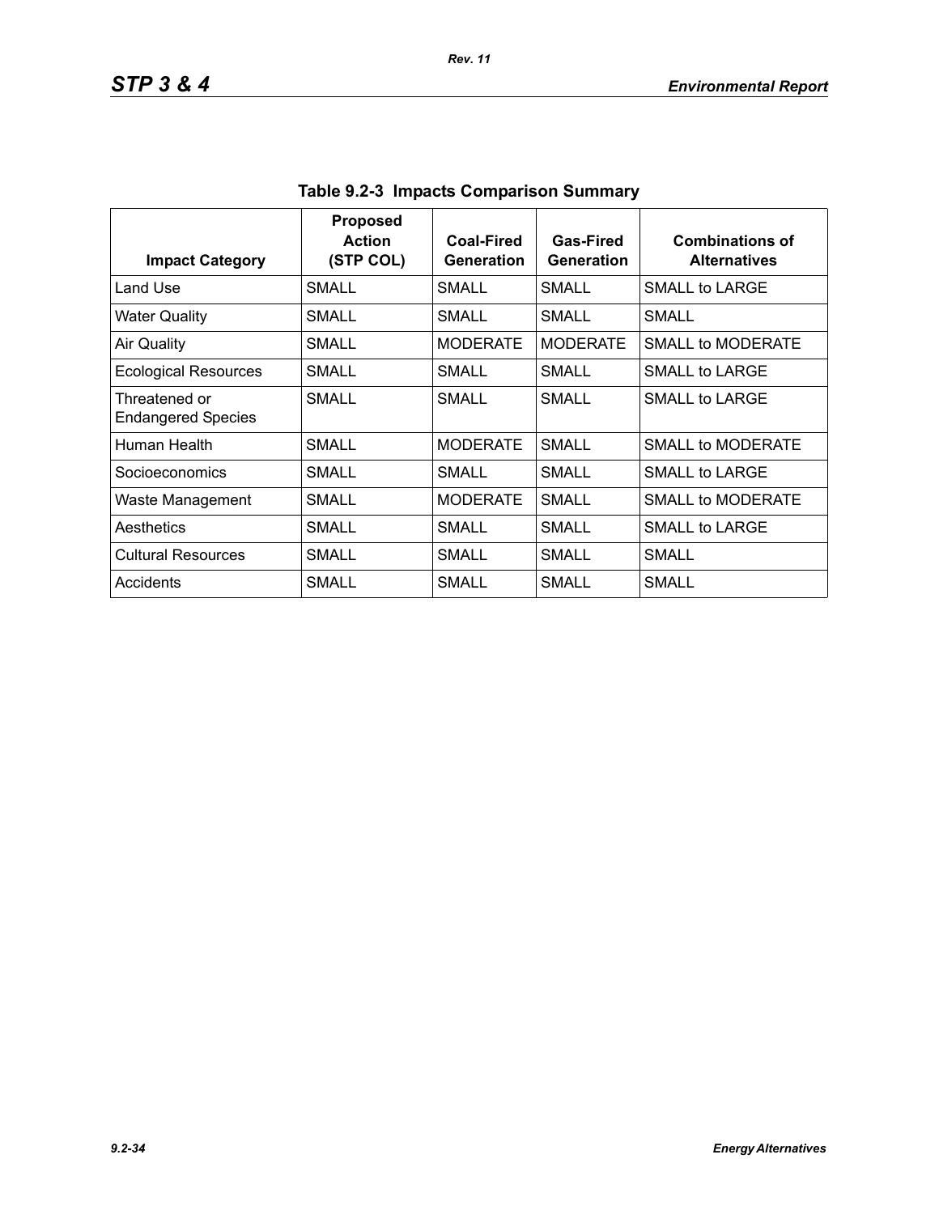**Table 9.2-3 Impacts Comparison Summary**

| Impact Category | Proposed Action (STP COL) | Coal-Fired Generation | Gas-Fired Generation | Combinations of Alternatives |
|---|---|---|---|---|
| Land Use | SMALL | SMALL | SMALL | SMALL to LARGE |
| Water Quality | SMALL | SMALL | SMALL | SMALL |
| Air Quality | SMALL | MODERATE | MODERATE | SMALL to MODERATE |
| Ecological Resources | SMALL | SMALL | SMALL | SMALL to LARGE |
| Threatened or Endangered Species | SMALL | SMALL | SMALL | SMALL to LARGE |
| Human Health | SMALL | MODERATE | SMALL | SMALL to MODERATE |
| Socioeconomics | SMALL | SMALL | SMALL | SMALL to LARGE |
| Waste Management | SMALL | MODERATE | SMALL | SMALL to MODERATE |
| Aesthetics | SMALL | SMALL | SMALL | SMALL to LARGE |
| Cultural Resources | SMALL | SMALL | SMALL | SMALL |
| Accidents | SMALL | SMALL | SMALL | SMALL |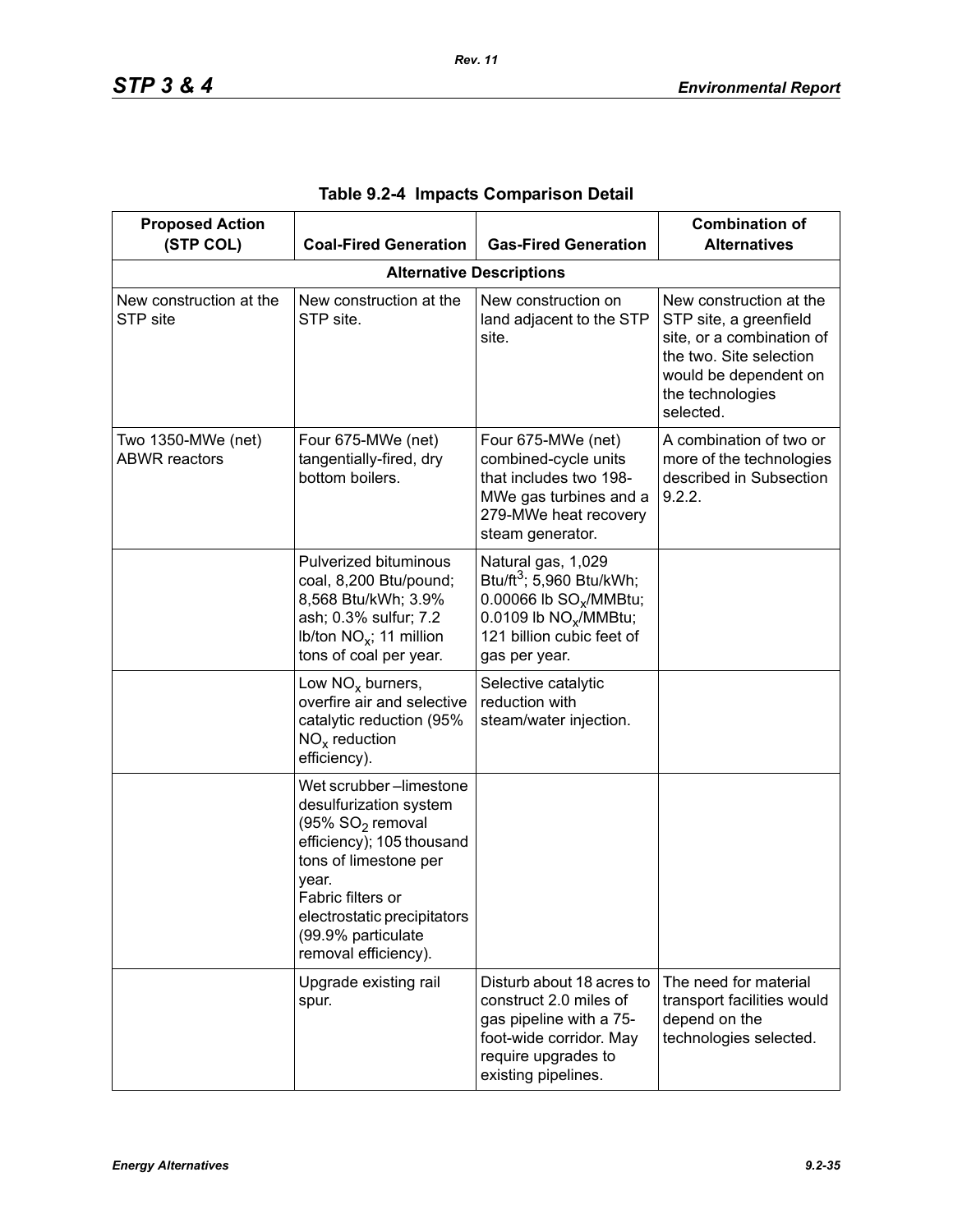## Table 9.2-4 Impacts Comparison Detail

| Proposed Action (STP COL) | Coal-Fired Generation | Gas-Fired Generation | Combination of Alternatives |
|---|---|---|---|
| **Alternative Descriptions** | | | |
| New construction at the STP site | New construction at the STP site. | New construction on land adjacent to the STP site. | New construction at the STP site, a greenfield site, or a combination of the two. Site selection would be dependent on the technologies selected. |
| Two 1350-MWe (net) ABWR reactors | Four 675-MWe (net) tangentially-fired, dry bottom boilers. | Four 675-MWe (net) combined-cycle units that includes two 198-MWe gas turbines and a 279-MWe heat recovery steam generator. | A combination of two or more of the technologies described in Subsection 9.2.2. |
| | Pulverized bituminous coal, 8,200 Btu/pound; 8,568 Btu/kWh; 3.9% ash; 0.3% sulfur; 7.2 lb/ton $NO_x$; 11 million tons of coal per year. | Natural gas, 1,029 Btu/ft$^3$; 5,960 Btu/kWh; 0.00066 lb $SO_x$/MMBtu; 0.0109 lb $NO_x$/MMBtu; 121 billion cubic feet of gas per year. | |
| | Low $NO_x$ burners, overfire air and selective catalytic reduction (95% $NO_x$ reduction efficiency). | Selective catalytic reduction with steam/water injection. | |
| | Wet scrubber –limestone desulfurization system (95% $SO_2$ removal efficiency); 105 thousand tons of limestone per year. Fabric filters or electrostatic precipitators (99.9% particulate removal efficiency). | | |
| | Upgrade existing rail spur. | Disturb about 18 acres to construct 2.0 miles of gas pipeline with a 75-foot-wide corridor. May require upgrades to existing pipelines. | The need for material transport facilities would depend on the technologies selected. |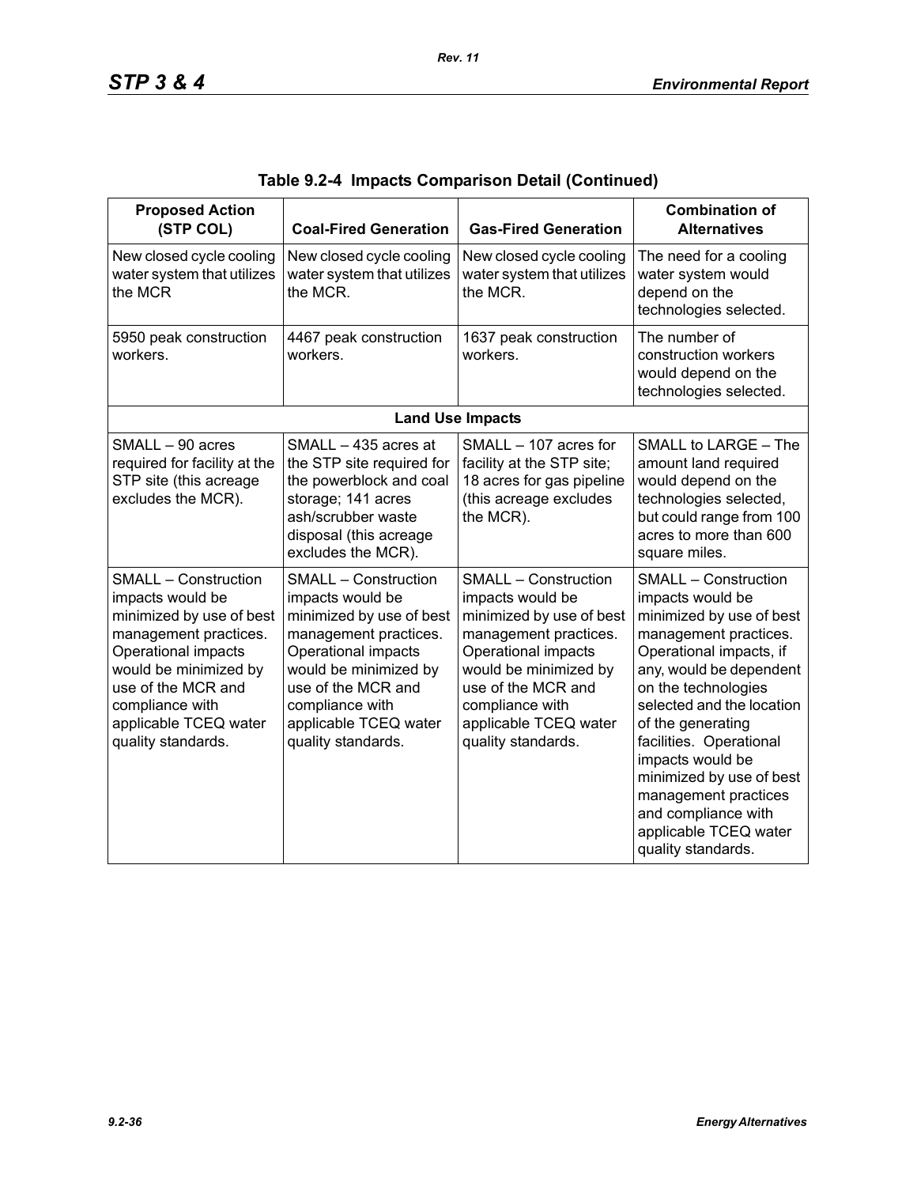**Table 9.2-4 Impacts Comparison Detail (Continued)**

| Proposed Action (STP COL) | Coal-Fired Generation | Gas-Fired Generation | Combination of Alternatives |
|---|---|---|---|
| New closed cycle cooling water system that utilizes the MCR | New closed cycle cooling water system that utilizes the MCR. | New closed cycle cooling water system that utilizes the MCR. | The need for a cooling water system would depend on the technologies selected. |
| 5950 peak construction workers. | 4467 peak construction workers. | 1637 peak construction workers. | The number of construction workers would depend on the technologies selected. |
| **Land Use Impacts** | | | |
| SMALL – 90 acres required for facility at the STP site (this acreage excludes the MCR). | SMALL – 435 acres at the STP site required for the powerblock and coal storage; 141 acres ash/scrubber waste disposal (this acreage excludes the MCR). | SMALL – 107 acres for facility at the STP site; 18 acres for gas pipeline (this acreage excludes the MCR). | SMALL to LARGE – The amount land required would depend on the technologies selected, but could range from 100 acres to more than 600 square miles. |
| SMALL – Construction impacts would be minimized by use of best management practices. Operational impacts would be minimized by use of the MCR and compliance with applicable TCEQ water quality standards. | SMALL – Construction impacts would be minimized by use of best management practices. Operational impacts would be minimized by use of the MCR and compliance with applicable TCEQ water quality standards. | SMALL – Construction impacts would be minimized by use of best management practices. Operational impacts would be minimized by use of the MCR and compliance with applicable TCEQ water quality standards. | SMALL – Construction impacts would be minimized by use of best management practices. Operational impacts, if any, would be dependent on the technologies selected and the location of the generating facilities. Operational impacts would be minimized by use of best management practices and compliance with applicable TCEQ water quality standards. |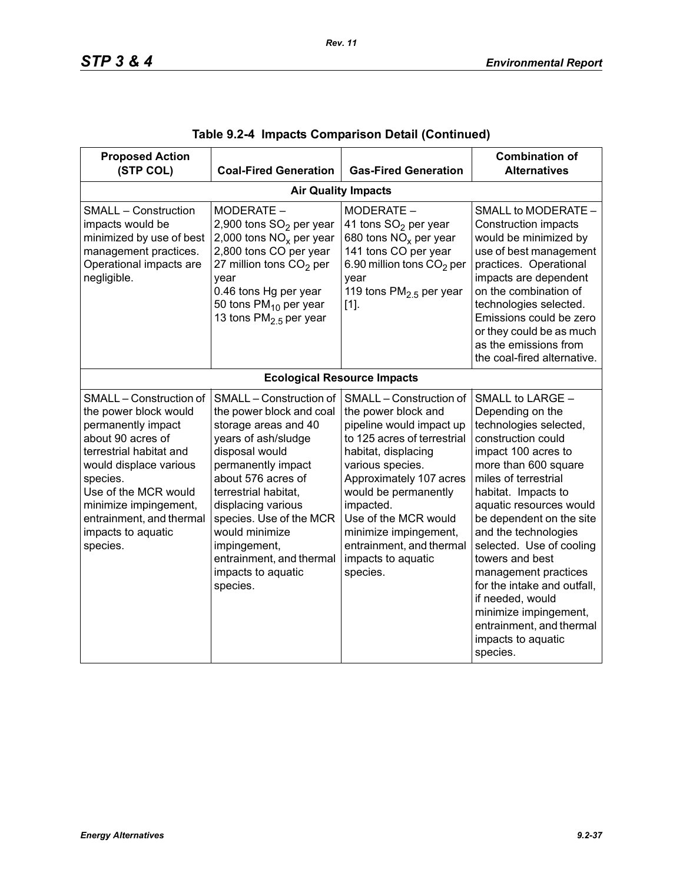**Table 9.2-4 Impacts Comparison Detail (Continued)**

| Proposed Action (STP COL) | Coal-Fired Generation | Gas-Fired Generation | Combination of Alternatives |
|---|---|---|---|
| **Air Quality Impacts** | | | |
| SMALL – Construction impacts would be minimized by use of best management practices. Operational impacts are negligible. | MODERATE – 2,900 tons $SO_2$ per year 2,000 tons $NO_x$ per year 2,800 tons CO per year 27 million tons $CO_2$ per year 0.46 tons Hg per year 50 tons $PM_{10}$ per year 13 tons $PM_{2.5}$ per year | MODERATE – 41 tons $SO_2$ per year 680 tons $NO_x$ per year 141 tons CO per year 6.90 million tons $CO_2$ per year 119 tons $PM_{2.5}$ per year [1]. | SMALL to MODERATE – Construction impacts would be minimized by use of best management practices. Operational impacts are dependent on the combination of technologies selected. Emissions could be zero or they could be as much as the emissions from the coal-fired alternative. |
| **Ecological Resource Impacts** | | | |
| SMALL – Construction of the power block would permanently impact about 90 acres of terrestrial habitat and would displace various species. Use of the MCR would minimize impingement, entrainment, and thermal impacts to aquatic species. | SMALL – Construction of the power block and coal storage areas and 40 years of ash/sludge disposal would permanently impact about 576 acres of terrestrial habitat, displacing various species. Use of the MCR would minimize impingement, entrainment, and thermal impacts to aquatic species. | SMALL – Construction of the power block and pipeline would impact up to 125 acres of terrestrial habitat, displacing various species. Approximately 107 acres would be permanently impacted. Use of the MCR would minimize impingement, entrainment, and thermal impacts to aquatic species. | SMALL to LARGE – Depending on the technologies selected, construction could impact 100 acres to more than 600 square miles of terrestrial habitat. Impacts to aquatic resources would be dependent on the site and the technologies selected. Use of cooling towers and best management practices for the intake and outfall, if needed, would minimize impingement, entrainment, and thermal impacts to aquatic species. |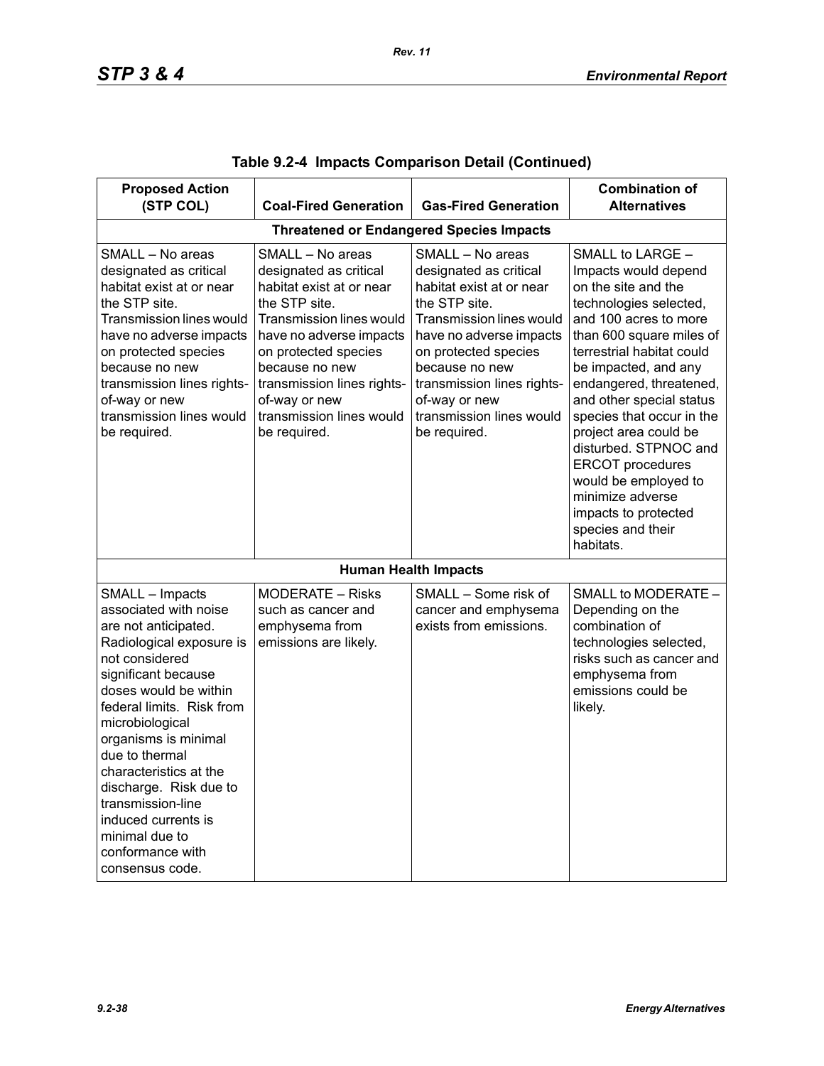**Table 9.2-4 Impacts Comparison Detail (Continued)**

| Proposed Action (STP COL) | Coal-Fired Generation | Gas-Fired Generation | Combination of Alternatives |
|---|---|---|---|
| **Threatened or Endangered Species Impacts** | | | |
| SMALL – No areas designated as critical habitat exist at or near the STP site. Transmission lines would have no adverse impacts on protected species because no new transmission lines rights-of-way or new transmission lines would be required. | SMALL – No areas designated as critical habitat exist at or near the STP site. Transmission lines would have no adverse impacts on protected species because no new transmission lines rights-of-way or new transmission lines would be required. | SMALL – No areas designated as critical habitat exist at or near the STP site. Transmission lines would have no adverse impacts on protected species because no new transmission lines rights-of-way or new transmission lines would be required. | SMALL to LARGE – Impacts would depend on the site and the technologies selected, and 100 acres to more than 600 square miles of terrestrial habitat could be impacted, and any endangered, threatened, and other special status species that occur in the project area could be disturbed. STPNOC and ERCOT procedures would be employed to minimize adverse impacts to protected species and their habitats. |
| **Human Health Impacts** | | | |
| SMALL – Impacts associated with noise are not anticipated. Radiological exposure is not considered significant because doses would be within federal limits. Risk from microbiological organisms is minimal due to thermal characteristics at the discharge. Risk due to transmission-line induced currents is minimal due to conformance with consensus code. | MODERATE – Risks such as cancer and emphysema from emissions are likely. | SMALL – Some risk of cancer and emphysema exists from emissions. | SMALL to MODERATE – Depending on the combination of technologies selected, risks such as cancer and emphysema from emissions could be likely. |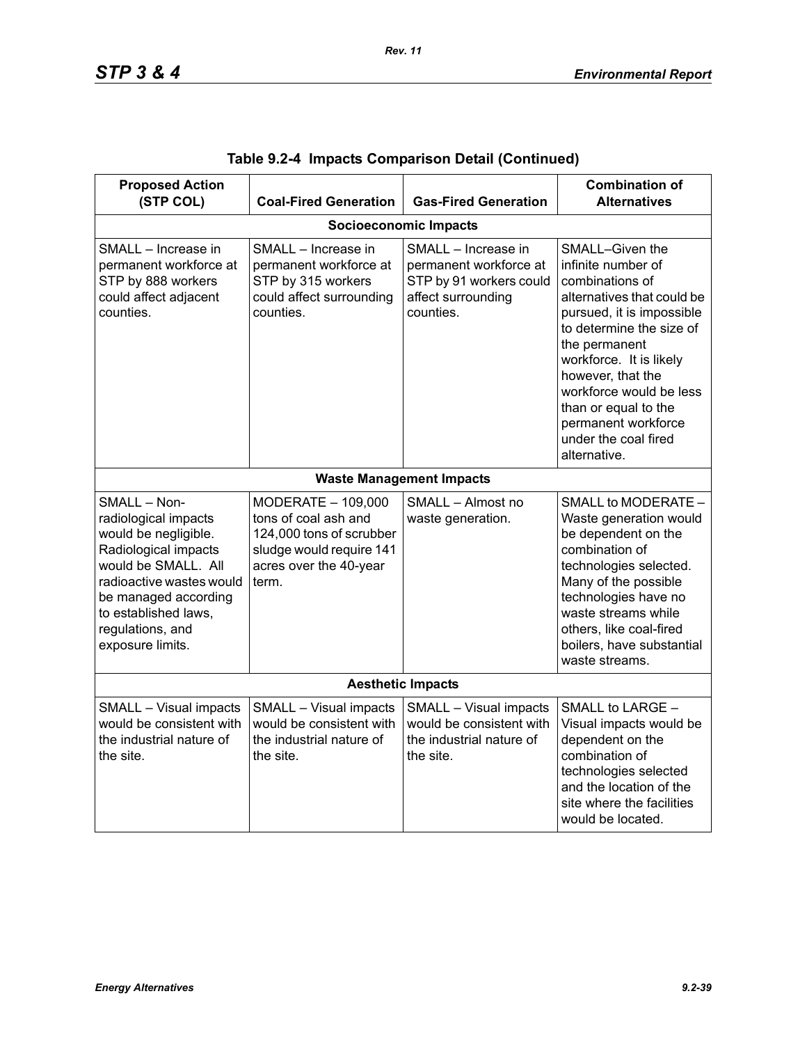**Table 9.2-4 Impacts Comparison Detail (Continued)**

| Proposed Action (STP COL) | Coal-Fired Generation | Gas-Fired Generation | Combination of Alternatives |
|---|---|---|---|
| **Socioeconomic Impacts** | | | |
| SMALL – Increase in permanent workforce at STP by 888 workers could affect adjacent counties. | SMALL – Increase in permanent workforce at STP by 315 workers could affect surrounding counties. | SMALL – Increase in permanent workforce at STP by 91 workers could affect surrounding counties. | SMALL–Given the infinite number of combinations of alternatives that could be pursued, it is impossible to determine the size of the permanent workforce. It is likely however, that the workforce would be less than or equal to the permanent workforce under the coal fired alternative. |
| **Waste Management Impacts** | | | |
| SMALL – Non-radiological impacts would be negligible. Radiological impacts would be SMALL. All radioactive wastes would be managed according to established laws, regulations, and exposure limits. | MODERATE – 109,000 tons of coal ash and 124,000 tons of scrubber sludge would require 141 acres over the 40-year term. | SMALL – Almost no waste generation. | SMALL to MODERATE – Waste generation would be dependent on the combination of technologies selected. Many of the possible technologies have no waste streams while others, like coal-fired boilers, have substantial waste streams. |
| **Aesthetic Impacts** | | | |
| SMALL – Visual impacts would be consistent with the industrial nature of the site. | SMALL – Visual impacts would be consistent with the industrial nature of the site. | SMALL – Visual impacts would be consistent with the industrial nature of the site. | SMALL to LARGE – Visual impacts would be dependent on the combination of technologies selected and the location of the site where the facilities would be located. |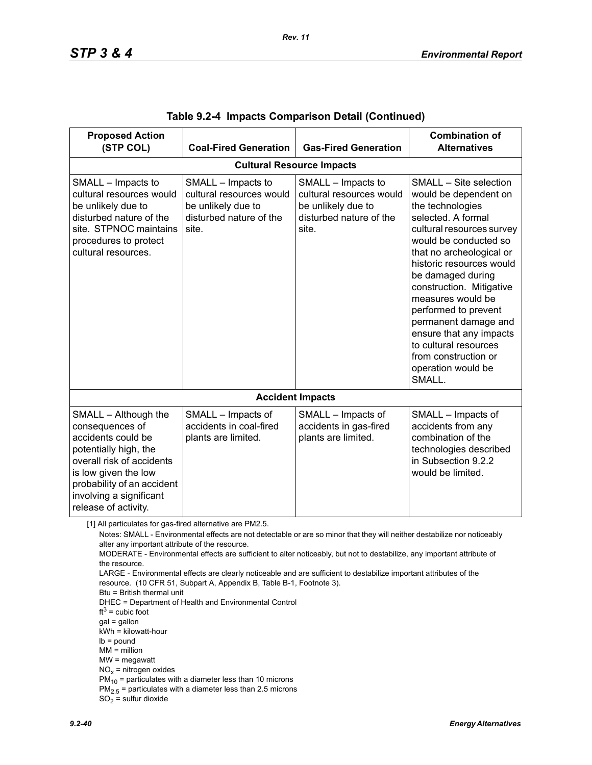**Table 9.2-4 Impacts Comparison Detail (Continued)**

| Proposed Action (STP COL) | Coal-Fired Generation | Gas-Fired Generation | Combination of Alternatives |
|---|---|---|---|
| **Cultural Resource Impacts** | | | |
| SMALL – Impacts to cultural resources would be unlikely due to disturbed nature of the site. STPNOC maintains procedures to protect cultural resources. | SMALL – Impacts to cultural resources would be unlikely due to disturbed nature of the site. | SMALL – Impacts to cultural resources would be unlikely due to disturbed nature of the site. | SMALL – Site selection would be dependent on the technologies selected. A formal cultural resources survey would be conducted so that no archeological or historic resources would be damaged during construction. Mitigative measures would be performed to prevent permanent damage and ensure that any impacts to cultural resources from construction or operation would be SMALL. |
| **Accident Impacts** | | | |
| SMALL – Although the consequences of accidents could be potentially high, the overall risk of accidents is low given the low probability of an accident involving a significant release of activity. | SMALL – Impacts of accidents in coal-fired plants are limited. | SMALL – Impacts of accidents in gas-fired plants are limited. | SMALL – Impacts of accidents from any combination of the technologies described in Subsection 9.2.2 would be limited. |

[1] All particulates for gas-fired alternative are PM2.5.

Notes: SMALL - Environmental effects are not detectable or are so minor that they will neither destabilize nor noticeably alter any important attribute of the resource.

MODERATE - Environmental effects are sufficient to alter noticeably, but not to destabilize, any important attribute of the resource.

LARGE - Environmental effects are clearly noticeable and are sufficient to destabilize important attributes of the resource. (10 CFR 51, Subpart A, Appendix B, Table B-1, Footnote 3).

Btu = British thermal unit

DHEC = Department of Health and Environmental Control

$ft^3$ = cubic foot

gal = gallon

kWh = kilowatt-hour

lb = pound

MM = million

MW = megawatt

$NO_x$ = nitrogen oxides

$PM_{10}$ = particulates with a diameter less than 10 microns

$PM_{2.5}$ = particulates with a diameter less than 2.5 microns

$SO_2$ = sulfur dioxide